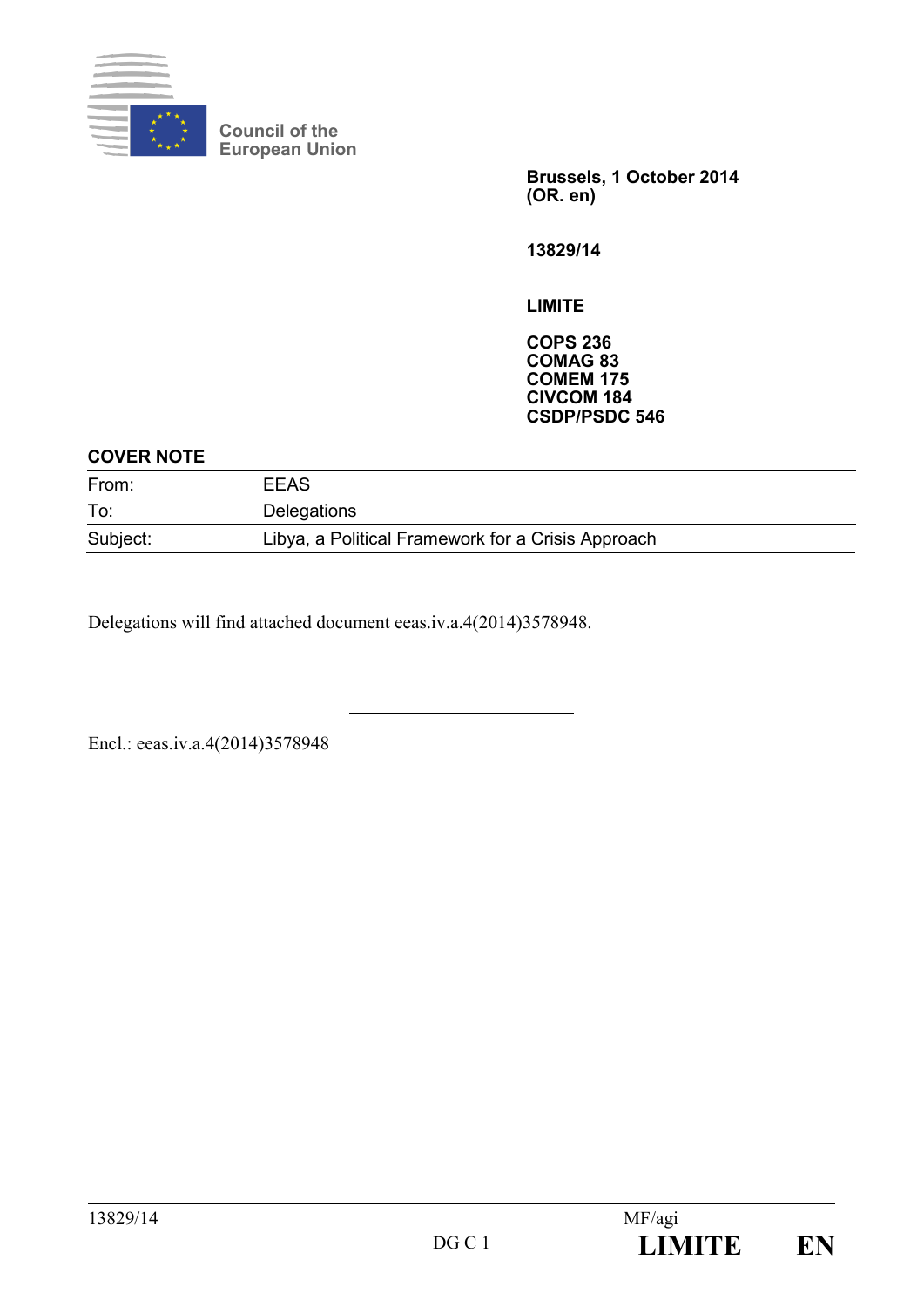Council of the
European Union

**Brussels, 1 October 2014**
**(OR. en)**

**13829/14**

**LIMITE**

**COPS 236**
**COMAG 83**
**COMEM 175**
**CIVCOM 184**
**CSDP/PSDC 546**

**COVER NOTE**

| | |
|---|---|
| From: | EEAS |
| To: | Delegations |
| Subject: | Libya, a Political Framework for a Crisis Approach |

Delegations will find attached document eeas.iv.a.4(2014)3578948.

---

Encl.: eeas.iv.a.4(2014)3578948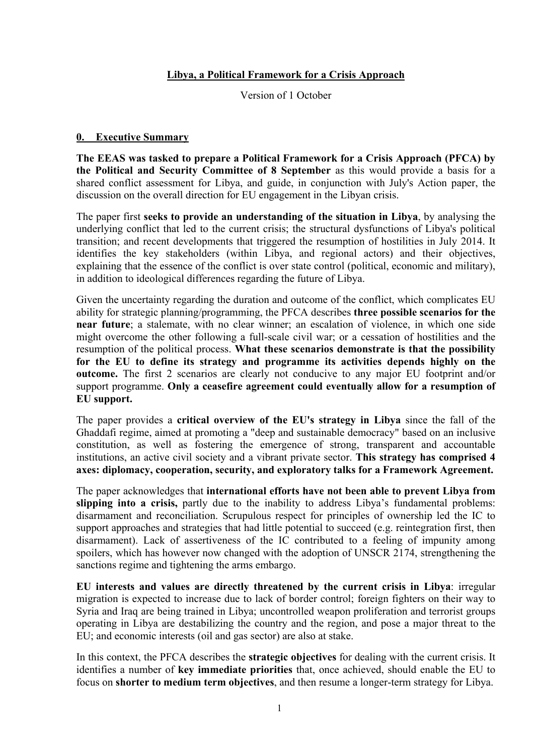**Libya, a Political Framework for a Crisis Approach**

Version of 1 October

## 0. Executive Summary

**The EEAS was tasked to prepare a Political Framework for a Crisis Approach (PFCA) by the Political and Security Committee of 8 September** as this would provide a basis for a shared conflict assessment for Libya, and guide, in conjunction with July's Action paper, the discussion on the overall direction for EU engagement in the Libyan crisis.

The paper first **seeks to provide an understanding of the situation in Libya**, by analysing the underlying conflict that led to the current crisis; the structural dysfunctions of Libya's political transition; and recent developments that triggered the resumption of hostilities in July 2014. It identifies the key stakeholders (within Libya, and regional actors) and their objectives, explaining that the essence of the conflict is over state control (political, economic and military), in addition to ideological differences regarding the future of Libya.

Given the uncertainty regarding the duration and outcome of the conflict, which complicates EU ability for strategic planning/programming, the PFCA describes **three possible scenarios for the near future**; a stalemate, with no clear winner; an escalation of violence, in which one side might overcome the other following a full-scale civil war; or a cessation of hostilities and the resumption of the political process. **What these scenarios demonstrate is that the possibility for the EU to define its strategy and programme its activities depends highly on the outcome.** The first 2 scenarios are clearly not conducive to any major EU footprint and/or support programme. **Only a ceasefire agreement could eventually allow for a resumption of EU support.**

The paper provides a **critical overview of the EU's strategy in Libya** since the fall of the Ghaddafi regime, aimed at promoting a "deep and sustainable democracy" based on an inclusive constitution, as well as fostering the emergence of strong, transparent and accountable institutions, an active civil society and a vibrant private sector. **This strategy has comprised 4 axes: diplomacy, cooperation, security, and exploratory talks for a Framework Agreement.**

The paper acknowledges that **international efforts have not been able to prevent Libya from slipping into a crisis,** partly due to the inability to address Libya's fundamental problems: disarmament and reconciliation. Scrupulous respect for principles of ownership led the IC to support approaches and strategies that had little potential to succeed (e.g. reintegration first, then disarmament). Lack of assertiveness of the IC contributed to a feeling of impunity among spoilers, which has however now changed with the adoption of UNSCR 2174, strengthening the sanctions regime and tightening the arms embargo.

**EU interests and values are directly threatened by the current crisis in Libya**: irregular migration is expected to increase due to lack of border control; foreign fighters on their way to Syria and Iraq are being trained in Libya; uncontrolled weapon proliferation and terrorist groups operating in Libya are destabilizing the country and the region, and pose a major threat to the EU; and economic interests (oil and gas sector) are also at stake.

In this context, the PFCA describes the **strategic objectives** for dealing with the current crisis. It identifies a number of **key immediate priorities** that, once achieved, should enable the EU to focus on **shorter to medium term objectives**, and then resume a longer-term strategy for Libya.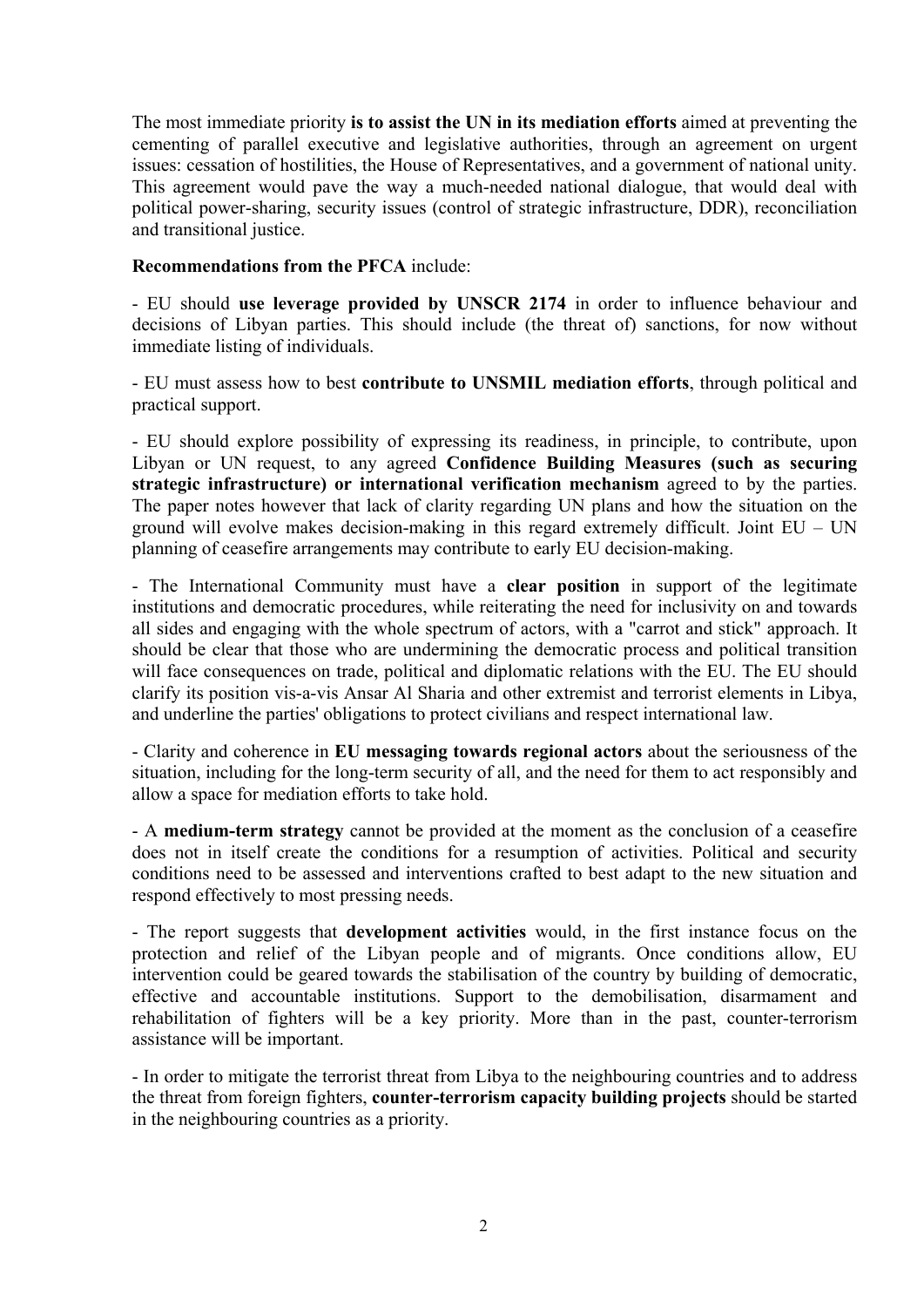The most immediate priority **is to assist the UN in its mediation efforts** aimed at preventing the cementing of parallel executive and legislative authorities, through an agreement on urgent issues: cessation of hostilities, the House of Representatives, and a government of national unity. This agreement would pave the way a much-needed national dialogue, that would deal with political power-sharing, security issues (control of strategic infrastructure, DDR), reconciliation and transitional justice.

**Recommendations from the PFCA** include:

- EU should **use leverage provided by UNSCR 2174** in order to influence behaviour and decisions of Libyan parties. This should include (the threat of) sanctions, for now without immediate listing of individuals.

- EU must assess how to best **contribute to UNSMIL mediation efforts**, through political and practical support.

- EU should explore possibility of expressing its readiness, in principle, to contribute, upon Libyan or UN request, to any agreed **Confidence Building Measures (such as securing strategic infrastructure) or international verification mechanism** agreed to by the parties. The paper notes however that lack of clarity regarding UN plans and how the situation on the ground will evolve makes decision-making in this regard extremely difficult. Joint EU – UN planning of ceasefire arrangements may contribute to early EU decision-making.

- The International Community must have a **clear position** in support of the legitimate institutions and democratic procedures, while reiterating the need for inclusivity on and towards all sides and engaging with the whole spectrum of actors, with a "carrot and stick" approach. It should be clear that those who are undermining the democratic process and political transition will face consequences on trade, political and diplomatic relations with the EU. The EU should clarify its position vis-a-vis Ansar Al Sharia and other extremist and terrorist elements in Libya, and underline the parties' obligations to protect civilians and respect international law.

- Clarity and coherence in **EU messaging towards regional actors** about the seriousness of the situation, including for the long-term security of all, and the need for them to act responsibly and allow a space for mediation efforts to take hold.

- A **medium-term strategy** cannot be provided at the moment as the conclusion of a ceasefire does not in itself create the conditions for a resumption of activities. Political and security conditions need to be assessed and interventions crafted to best adapt to the new situation and respond effectively to most pressing needs.

- The report suggests that **development activities** would, in the first instance focus on the protection and relief of the Libyan people and of migrants. Once conditions allow, EU intervention could be geared towards the stabilisation of the country by building of democratic, effective and accountable institutions. Support to the demobilisation, disarmament and rehabilitation of fighters will be a key priority. More than in the past, counter-terrorism assistance will be important.

- In order to mitigate the terrorist threat from Libya to the neighbouring countries and to address the threat from foreign fighters, **counter-terrorism capacity building projects** should be started in the neighbouring countries as a priority.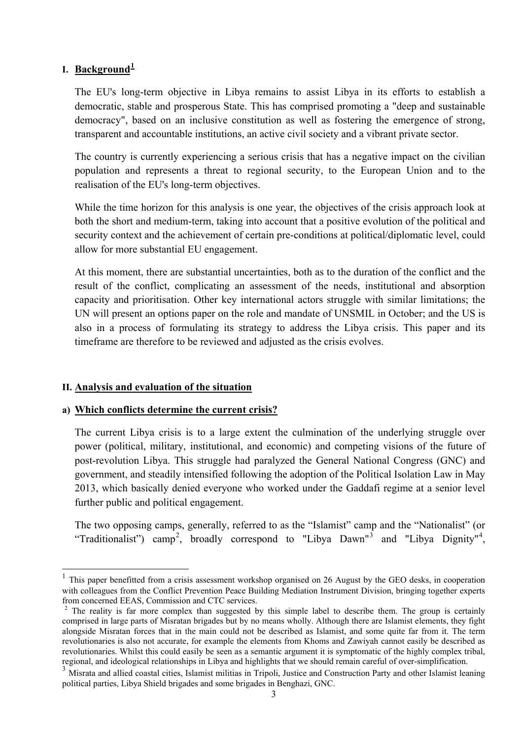## I. Background[1]

The EU's long-term objective in Libya remains to assist Libya in its efforts to establish a democratic, stable and prosperous State. This has comprised promoting a "deep and sustainable democracy", based on an inclusive constitution as well as fostering the emergence of strong, transparent and accountable institutions, an active civil society and a vibrant private sector.

The country is currently experiencing a serious crisis that has a negative impact on the civilian population and represents a threat to regional security, to the European Union and to the realisation of the EU's long-term objectives.

While the time horizon for this analysis is one year, the objectives of the crisis approach look at both the short and medium-term, taking into account that a positive evolution of the political and security context and the achievement of certain pre-conditions at political/diplomatic level, could allow for more substantial EU engagement.

At this moment, there are substantial uncertainties, both as to the duration of the conflict and the result of the conflict, complicating an assessment of the needs, institutional and absorption capacity and prioritisation. Other key international actors struggle with similar limitations; the UN will present an options paper on the role and mandate of UNSMIL in October; and the US is also in a process of formulating its strategy to address the Libya crisis. This paper and its timeframe are therefore to be reviewed and adjusted as the crisis evolves.

## II. Analysis and evaluation of the situation

### a) Which conflicts determine the current crisis?

The current Libya crisis is to a large extent the culmination of the underlying struggle over power (political, military, institutional, and economic) and competing visions of the future of post-revolution Libya. This struggle had paralyzed the General National Congress (GNC) and government, and steadily intensified following the adoption of the Political Isolation Law in May 2013, which basically denied everyone who worked under the Gaddafi regime at a senior level further public and political engagement.

The two opposing camps, generally, referred to as the "Islamist" camp and the "Nationalist" (or "Traditionalist") camp[2], broadly correspond to "Libya Dawn"[3] and "Libya Dignity"[4],

---

[1] This paper benefitted from a crisis assessment workshop organised on 26 August by the GEO desks, in cooperation with colleagues from the Conflict Prevention Peace Building Mediation Instrument Division, bringing together experts from concerned EEAS, Commission and CTC services.

[2] The reality is far more complex than suggested by this simple label to describe them. The group is certainly comprised in large parts of Misratan brigades but by no means wholly. Although there are Islamist elements, they fight alongside Misratan forces that in the main could not be described as Islamist, and some quite far from it. The term revolutionaries is also not accurate, for example the elements from Khoms and Zawiyah cannot easily be described as revolutionaries. Whilst this could easily be seen as a semantic argument it is symptomatic of the highly complex tribal, regional, and ideological relationships in Libya and highlights that we should remain careful of over-simplification.

[3] Misrata and allied coastal cities, Islamist militias in Tripoli, Justice and Construction Party and other Islamist leaning political parties, Libya Shield brigades and some brigades in Benghazi, GNC.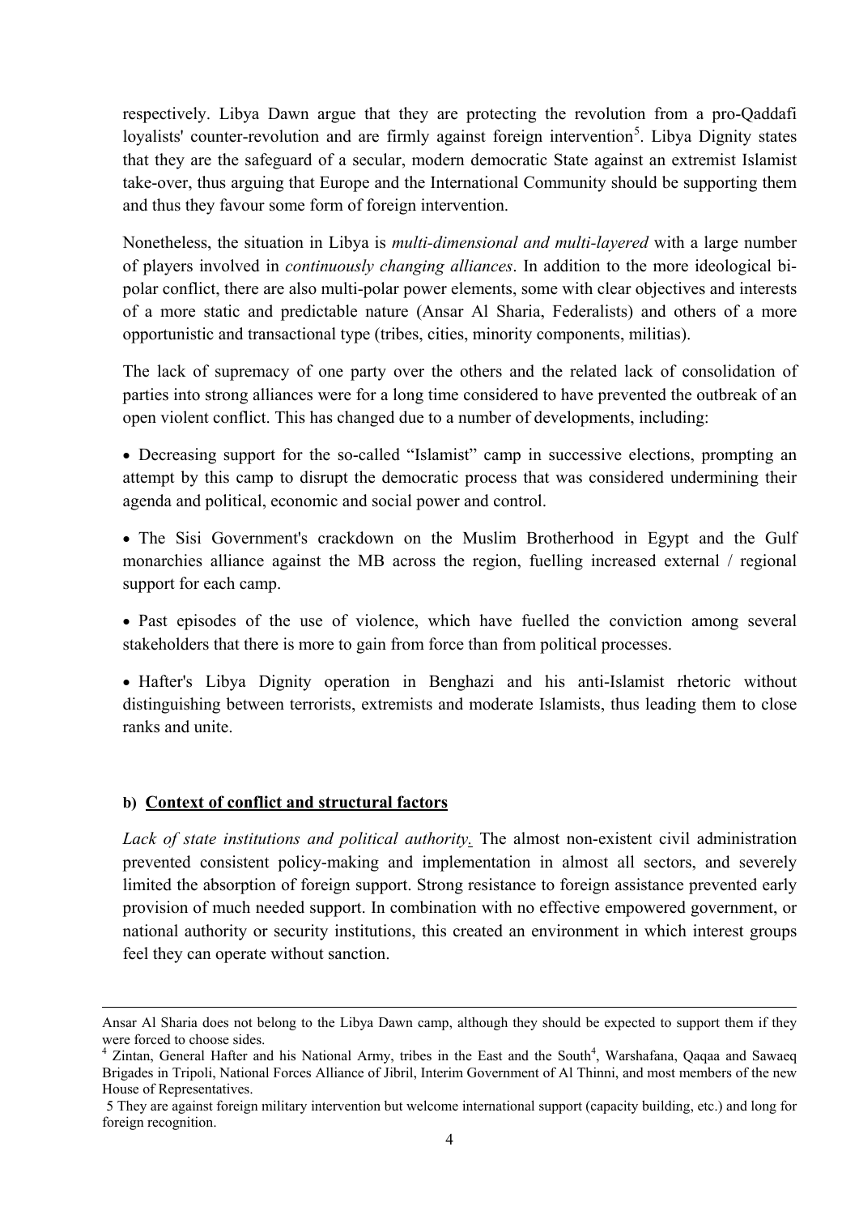respectively. Libya Dawn argue that they are protecting the revolution from a pro-Qaddafi loyalists' counter-revolution and are firmly against foreign intervention[5]. Libya Dignity states that they are the safeguard of a secular, modern democratic State against an extremist Islamist take-over, thus arguing that Europe and the International Community should be supporting them and thus they favour some form of foreign intervention.

Nonetheless, the situation in Libya is *multi-dimensional and multi-layered* with a large number of players involved in *continuously changing alliances*. In addition to the more ideological bi-polar conflict, there are also multi-polar power elements, some with clear objectives and interests of a more static and predictable nature (Ansar Al Sharia, Federalists) and others of a more opportunistic and transactional type (tribes, cities, minority components, militias).

The lack of supremacy of one party over the others and the related lack of consolidation of parties into strong alliances were for a long time considered to have prevented the outbreak of an open violent conflict. This has changed due to a number of developments, including:

- Decreasing support for the so-called "Islamist" camp in successive elections, prompting an attempt by this camp to disrupt the democratic process that was considered undermining their agenda and political, economic and social power and control.
- The Sisi Government's crackdown on the Muslim Brotherhood in Egypt and the Gulf monarchies alliance against the MB across the region, fuelling increased external / regional support for each camp.
- Past episodes of the use of violence, which have fuelled the conviction among several stakeholders that there is more to gain from force than from political processes.
- Hafter's Libya Dignity operation in Benghazi and his anti-Islamist rhetoric without distinguishing between terrorists, extremists and moderate Islamists, thus leading them to close ranks and unite.

#### b) Context of conflict and structural factors

*Lack of state institutions and political authority*. The almost non-existent civil administration prevented consistent policy-making and implementation in almost all sectors, and severely limited the absorption of foreign support. Strong resistance to foreign assistance prevented early provision of much needed support. In combination with no effective empowered government, or national authority or security institutions, this created an environment in which interest groups feel they can operate without sanction.

---

Ansar Al Sharia does not belong to the Libya Dawn camp, although they should be expected to support them if they were forced to choose sides.

[4] Zintan, General Hafter and his National Army, tribes in the East and the South[4], Warshafana, Qaqaa and Sawaeq Brigades in Tripoli, National Forces Alliance of Jibril, Interim Government of Al Thinni, and most members of the new House of Representatives.

5 They are against foreign military intervention but welcome international support (capacity building, etc.) and long for foreign recognition.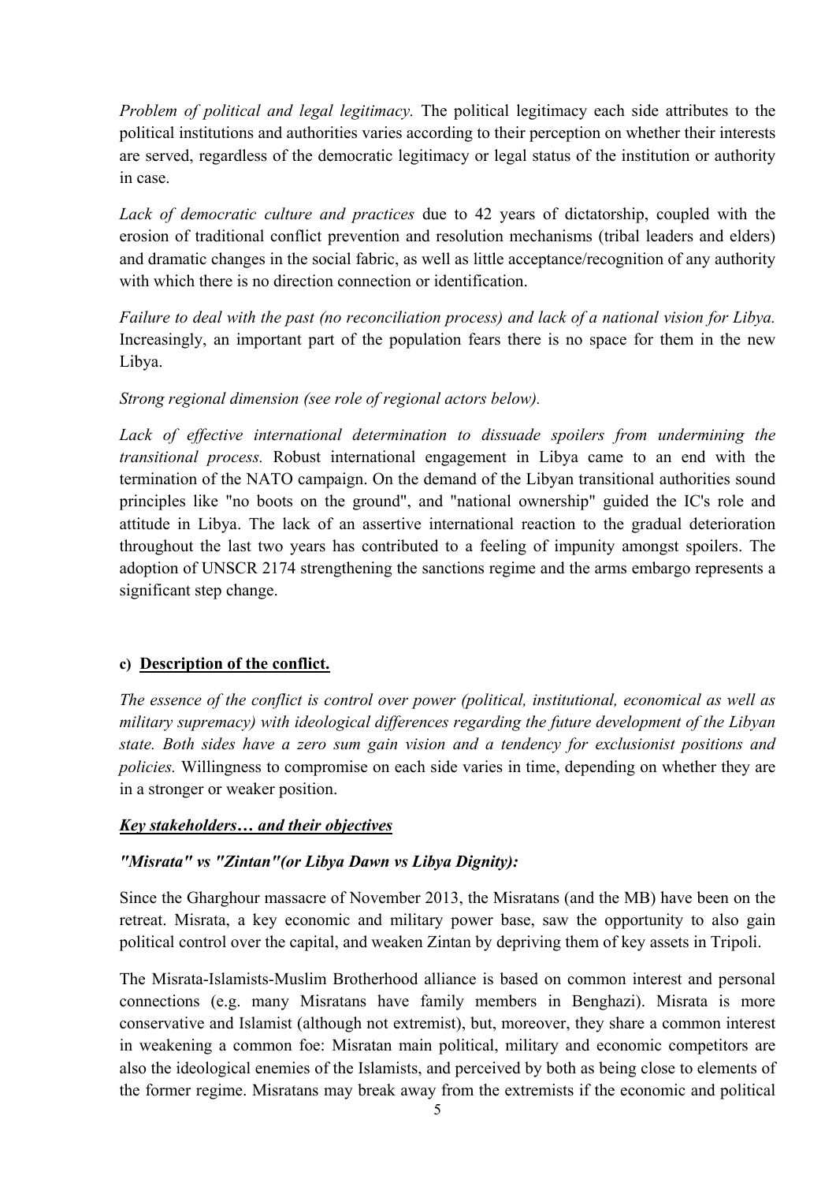*Problem of political and legal legitimacy.* The political legitimacy each side attributes to the political institutions and authorities varies according to their perception on whether their interests are served, regardless of the democratic legitimacy or legal status of the institution or authority in case.

*Lack of democratic culture and practices* due to 42 years of dictatorship, coupled with the erosion of traditional conflict prevention and resolution mechanisms (tribal leaders and elders) and dramatic changes in the social fabric, as well as little acceptance/recognition of any authority with which there is no direction connection or identification.

*Failure to deal with the past (no reconciliation process) and lack of a national vision for Libya.* Increasingly, an important part of the population fears there is no space for them in the new Libya.

*Strong regional dimension (see role of regional actors below).*

*Lack of effective international determination to dissuade spoilers from undermining the transitional process.* Robust international engagement in Libya came to an end with the termination of the NATO campaign. On the demand of the Libyan transitional authorities sound principles like "no boots on the ground", and "national ownership" guided the IC's role and attitude in Libya. The lack of an assertive international reaction to the gradual deterioration throughout the last two years has contributed to a feeling of impunity amongst spoilers. The adoption of UNSCR 2174 strengthening the sanctions regime and the arms embargo represents a significant step change.

#### c) Description of the conflict.

*The essence of the conflict is control over power (political, institutional, economical as well as military supremacy) with ideological differences regarding the future development of the Libyan state. Both sides have a zero sum gain vision and a tendency for exclusionist positions and policies.* Willingness to compromise on each side varies in time, depending on whether they are in a stronger or weaker position.

***Key stakeholders… and their objectives***

***"Misrata" vs "Zintan"(or Libya Dawn vs Libya Dignity):***

Since the Gharghour massacre of November 2013, the Misratans (and the MB) have been on the retreat. Misrata, a key economic and military power base, saw the opportunity to also gain political control over the capital, and weaken Zintan by depriving them of key assets in Tripoli.

The Misrata-Islamists-Muslim Brotherhood alliance is based on common interest and personal connections (e.g. many Misratans have family members in Benghazi). Misrata is more conservative and Islamist (although not extremist), but, moreover, they share a common interest in weakening a common foe: Misratan main political, military and economic competitors are also the ideological enemies of the Islamists, and perceived by both as being close to elements of the former regime. Misratans may break away from the extremists if the economic and political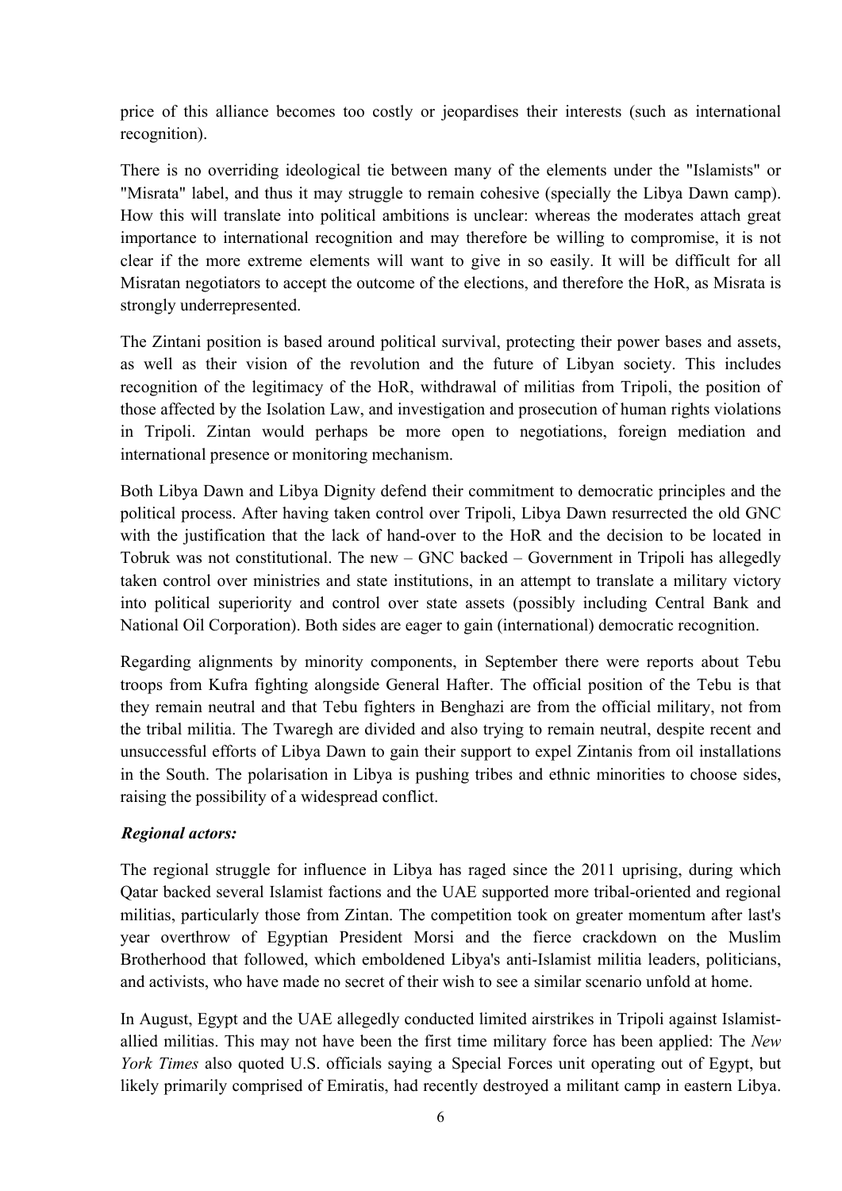price of this alliance becomes too costly or jeopardises their interests (such as international recognition).

There is no overriding ideological tie between many of the elements under the "Islamists" or "Misrata" label, and thus it may struggle to remain cohesive (specially the Libya Dawn camp). How this will translate into political ambitions is unclear: whereas the moderates attach great importance to international recognition and may therefore be willing to compromise, it is not clear if the more extreme elements will want to give in so easily. It will be difficult for all Misratan negotiators to accept the outcome of the elections, and therefore the HoR, as Misrata is strongly underrepresented.

The Zintani position is based around political survival, protecting their power bases and assets, as well as their vision of the revolution and the future of Libyan society. This includes recognition of the legitimacy of the HoR, withdrawal of militias from Tripoli, the position of those affected by the Isolation Law, and investigation and prosecution of human rights violations in Tripoli. Zintan would perhaps be more open to negotiations, foreign mediation and international presence or monitoring mechanism.

Both Libya Dawn and Libya Dignity defend their commitment to democratic principles and the political process. After having taken control over Tripoli, Libya Dawn resurrected the old GNC with the justification that the lack of hand-over to the HoR and the decision to be located in Tobruk was not constitutional. The new – GNC backed – Government in Tripoli has allegedly taken control over ministries and state institutions, in an attempt to translate a military victory into political superiority and control over state assets (possibly including Central Bank and National Oil Corporation). Both sides are eager to gain (international) democratic recognition.

Regarding alignments by minority components, in September there were reports about Tebu troops from Kufra fighting alongside General Hafter. The official position of the Tebu is that they remain neutral and that Tebu fighters in Benghazi are from the official military, not from the tribal militia. The Twaregh are divided and also trying to remain neutral, despite recent and unsuccessful efforts of Libya Dawn to gain their support to expel Zintanis from oil installations in the South. The polarisation in Libya is pushing tribes and ethnic minorities to choose sides, raising the possibility of a widespread conflict.

***Regional actors:***

The regional struggle for influence in Libya has raged since the 2011 uprising, during which Qatar backed several Islamist factions and the UAE supported more tribal-oriented and regional militias, particularly those from Zintan. The competition took on greater momentum after last's year overthrow of Egyptian President Morsi and the fierce crackdown on the Muslim Brotherhood that followed, which emboldened Libya's anti-Islamist militia leaders, politicians, and activists, who have made no secret of their wish to see a similar scenario unfold at home.

In August, Egypt and the UAE allegedly conducted limited airstrikes in Tripoli against Islamist-allied militias. This may not have been the first time military force has been applied: The *New York Times* also quoted U.S. officials saying a Special Forces unit operating out of Egypt, but likely primarily comprised of Emiratis, had recently destroyed a militant camp in eastern Libya.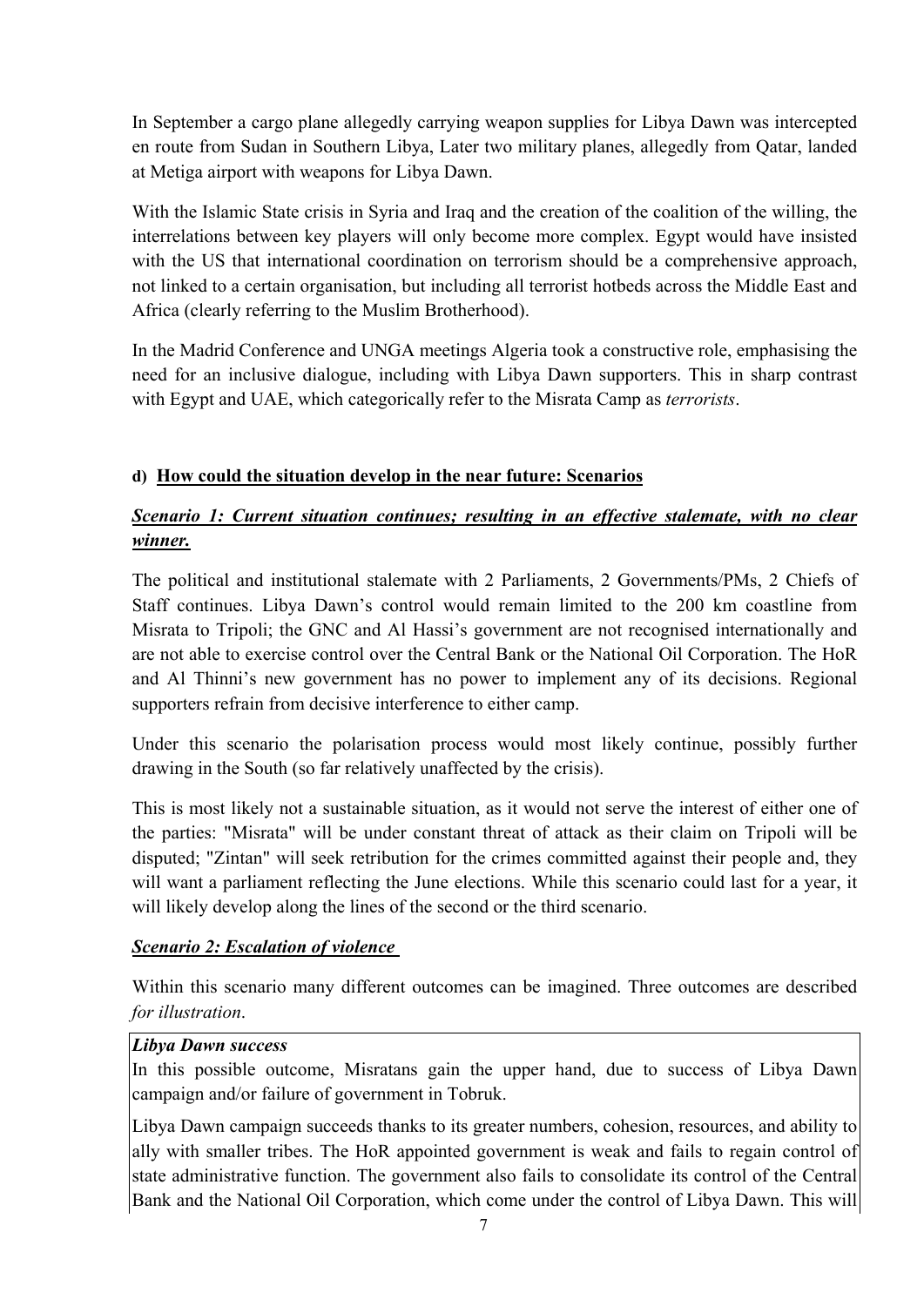In September a cargo plane allegedly carrying weapon supplies for Libya Dawn was intercepted en route from Sudan in Southern Libya, Later two military planes, allegedly from Qatar, landed at Metiga airport with weapons for Libya Dawn.

With the Islamic State crisis in Syria and Iraq and the creation of the coalition of the willing, the interrelations between key players will only become more complex. Egypt would have insisted with the US that international coordination on terrorism should be a comprehensive approach, not linked to a certain organisation, but including all terrorist hotbeds across the Middle East and Africa (clearly referring to the Muslim Brotherhood).

In the Madrid Conference and UNGA meetings Algeria took a constructive role, emphasising the need for an inclusive dialogue, including with Libya Dawn supporters. This in sharp contrast with Egypt and UAE, which categorically refer to the Misrata Camp as *terrorists*.

#### d) How could the situation develop in the near future: Scenarios

##### *Scenario 1: Current situation continues; resulting in an effective stalemate, with no clear winner.*

The political and institutional stalemate with 2 Parliaments, 2 Governments/PMs, 2 Chiefs of Staff continues. Libya Dawn's control would remain limited to the 200 km coastline from Misrata to Tripoli; the GNC and Al Hassi's government are not recognised internationally and are not able to exercise control over the Central Bank or the National Oil Corporation. The HoR and Al Thinni's new government has no power to implement any of its decisions. Regional supporters refrain from decisive interference to either camp.

Under this scenario the polarisation process would most likely continue, possibly further drawing in the South (so far relatively unaffected by the crisis).

This is most likely not a sustainable situation, as it would not serve the interest of either one of the parties: "Misrata" will be under constant threat of attack as their claim on Tripoli will be disputed; "Zintan" will seek retribution for the crimes committed against their people and, they will want a parliament reflecting the June elections. While this scenario could last for a year, it will likely develop along the lines of the second or the third scenario.

##### *Scenario 2: Escalation of violence*

Within this scenario many different outcomes can be imagined. Three outcomes are described *for illustration*.

***Libya Dawn success***

In this possible outcome, Misratans gain the upper hand, due to success of Libya Dawn campaign and/or failure of government in Tobruk.

Libya Dawn campaign succeeds thanks to its greater numbers, cohesion, resources, and ability to ally with smaller tribes. The HoR appointed government is weak and fails to regain control of state administrative function. The government also fails to consolidate its control of the Central Bank and the National Oil Corporation, which come under the control of Libya Dawn. This will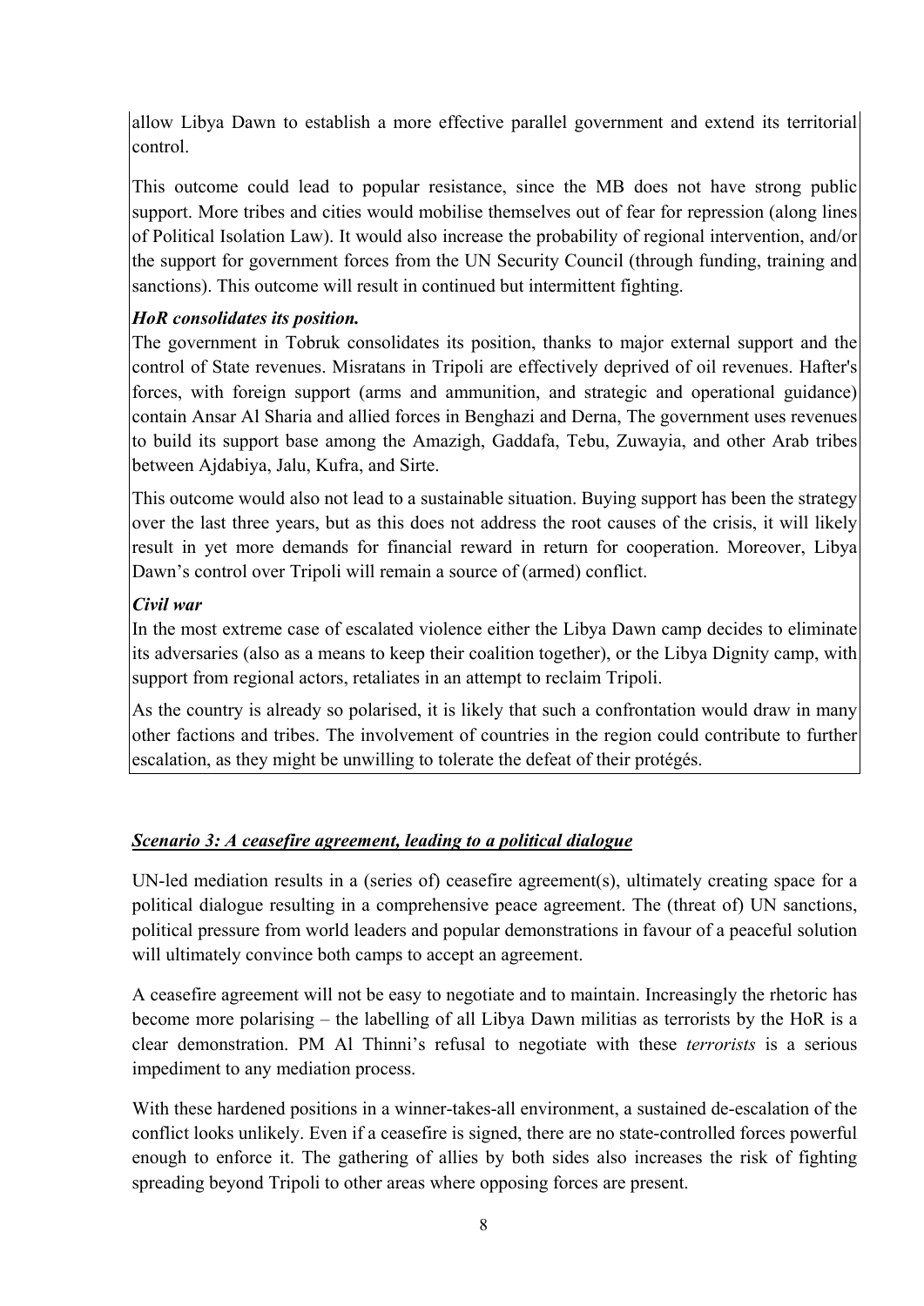allow Libya Dawn to establish a more effective parallel government and extend its territorial control.

This outcome could lead to popular resistance, since the MB does not have strong public support. More tribes and cities would mobilise themselves out of fear for repression (along lines of Political Isolation Law). It would also increase the probability of regional intervention, and/or the support for government forces from the UN Security Council (through funding, training and sanctions). This outcome will result in continued but intermittent fighting.

***HoR consolidates its position.***

The government in Tobruk consolidates its position, thanks to major external support and the control of State revenues. Misratans in Tripoli are effectively deprived of oil revenues. Hafter's forces, with foreign support (arms and ammunition, and strategic and operational guidance) contain Ansar Al Sharia and allied forces in Benghazi and Derna, The government uses revenues to build its support base among the Amazigh, Gaddafa, Tebu, Zuwayia, and other Arab tribes between Ajdabiya, Jalu, Kufra, and Sirte.

This outcome would also not lead to a sustainable situation. Buying support has been the strategy over the last three years, but as this does not address the root causes of the crisis, it will likely result in yet more demands for financial reward in return for cooperation. Moreover, Libya Dawn's control over Tripoli will remain a source of (armed) conflict.

***Civil war***

In the most extreme case of escalated violence either the Libya Dawn camp decides to eliminate its adversaries (also as a means to keep their coalition together), or the Libya Dignity camp, with support from regional actors, retaliates in an attempt to reclaim Tripoli.

As the country is already so polarised, it is likely that such a confrontation would draw in many other factions and tribes. The involvement of countries in the region could contribute to further escalation, as they might be unwilling to tolerate the defeat of their protégés.

## *Scenario 3: A ceasefire agreement, leading to a political dialogue*

UN-led mediation results in a (series of) ceasefire agreement(s), ultimately creating space for a political dialogue resulting in a comprehensive peace agreement. The (threat of) UN sanctions, political pressure from world leaders and popular demonstrations in favour of a peaceful solution will ultimately convince both camps to accept an agreement.

A ceasefire agreement will not be easy to negotiate and to maintain. Increasingly the rhetoric has become more polarising – the labelling of all Libya Dawn militias as terrorists by the HoR is a clear demonstration. PM Al Thinni's refusal to negotiate with these *terrorists* is a serious impediment to any mediation process.

With these hardened positions in a winner-takes-all environment, a sustained de-escalation of the conflict looks unlikely. Even if a ceasefire is signed, there are no state-controlled forces powerful enough to enforce it. The gathering of allies by both sides also increases the risk of fighting spreading beyond Tripoli to other areas where opposing forces are present.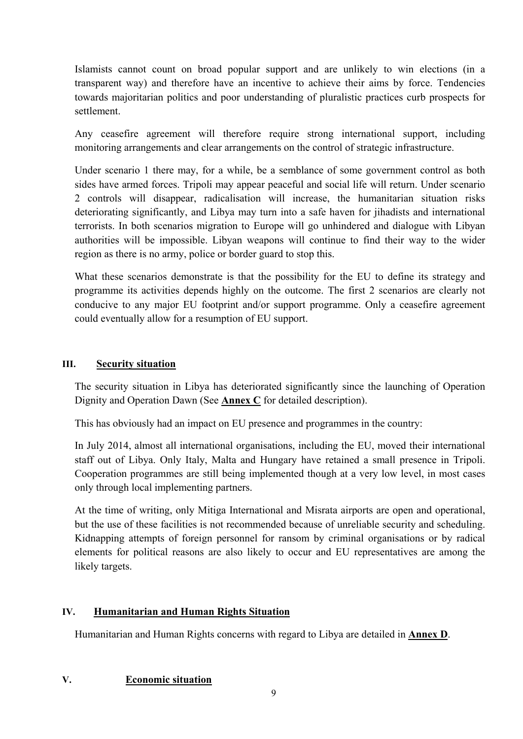Islamists cannot count on broad popular support and are unlikely to win elections (in a transparent way) and therefore have an incentive to achieve their aims by force. Tendencies towards majoritarian politics and poor understanding of pluralistic practices curb prospects for settlement.

Any ceasefire agreement will therefore require strong international support, including monitoring arrangements and clear arrangements on the control of strategic infrastructure.

Under scenario 1 there may, for a while, be a semblance of some government control as both sides have armed forces. Tripoli may appear peaceful and social life will return. Under scenario 2 controls will disappear, radicalisation will increase, the humanitarian situation risks deteriorating significantly, and Libya may turn into a safe haven for jihadists and international terrorists. In both scenarios migration to Europe will go unhindered and dialogue with Libyan authorities will be impossible. Libyan weapons will continue to find their way to the wider region as there is no army, police or border guard to stop this.

What these scenarios demonstrate is that the possibility for the EU to define its strategy and programme its activities depends highly on the outcome. The first 2 scenarios are clearly not conducive to any major EU footprint and/or support programme. Only a ceasefire agreement could eventually allow for a resumption of EU support.

## III. Security situation

The security situation in Libya has deteriorated significantly since the launching of Operation Dignity and Operation Dawn (See **Annex C** for detailed description).

This has obviously had an impact on EU presence and programmes in the country:

In July 2014, almost all international organisations, including the EU, moved their international staff out of Libya. Only Italy, Malta and Hungary have retained a small presence in Tripoli. Cooperation programmes are still being implemented though at a very low level, in most cases only through local implementing partners.

At the time of writing, only Mitiga International and Misrata airports are open and operational, but the use of these facilities is not recommended because of unreliable security and scheduling. Kidnapping attempts of foreign personnel for ransom by criminal organisations or by radical elements for political reasons are also likely to occur and EU representatives are among the likely targets.

## IV. Humanitarian and Human Rights Situation

Humanitarian and Human Rights concerns with regard to Libya are detailed in **Annex D**.

## V. Economic situation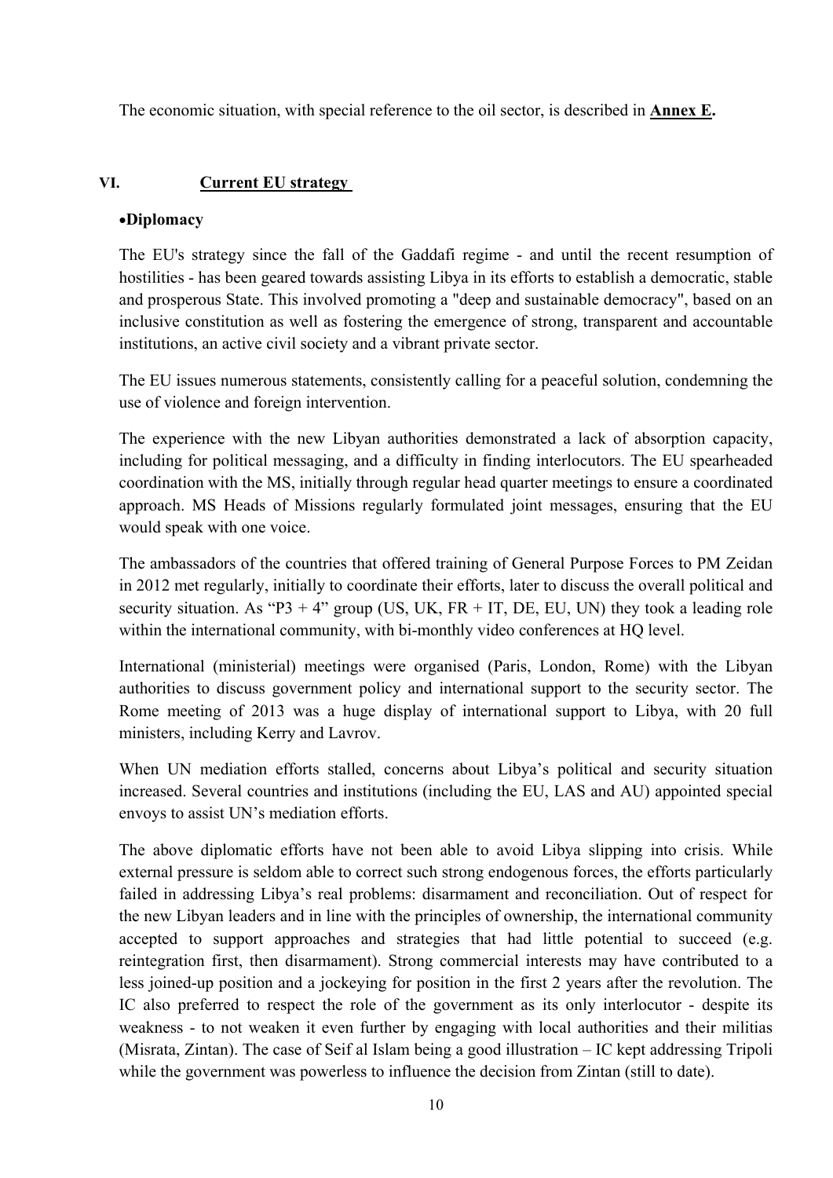The economic situation, with special reference to the oil sector, is described in **Annex E.**

## VI. Current EU strategy

- **Diplomacy**

The EU's strategy since the fall of the Gaddafi regime - and until the recent resumption of hostilities - has been geared towards assisting Libya in its efforts to establish a democratic, stable and prosperous State. This involved promoting a "deep and sustainable democracy", based on an inclusive constitution as well as fostering the emergence of strong, transparent and accountable institutions, an active civil society and a vibrant private sector.

The EU issues numerous statements, consistently calling for a peaceful solution, condemning the use of violence and foreign intervention.

The experience with the new Libyan authorities demonstrated a lack of absorption capacity, including for political messaging, and a difficulty in finding interlocutors. The EU spearheaded coordination with the MS, initially through regular head quarter meetings to ensure a coordinated approach. MS Heads of Missions regularly formulated joint messages, ensuring that the EU would speak with one voice.

The ambassadors of the countries that offered training of General Purpose Forces to PM Zeidan in 2012 met regularly, initially to coordinate their efforts, later to discuss the overall political and security situation. As "P3 + 4" group (US, UK, FR + IT, DE, EU, UN) they took a leading role within the international community, with bi-monthly video conferences at HQ level.

International (ministerial) meetings were organised (Paris, London, Rome) with the Libyan authorities to discuss government policy and international support to the security sector. The Rome meeting of 2013 was a huge display of international support to Libya, with 20 full ministers, including Kerry and Lavrov.

When UN mediation efforts stalled, concerns about Libya's political and security situation increased. Several countries and institutions (including the EU, LAS and AU) appointed special envoys to assist UN's mediation efforts.

The above diplomatic efforts have not been able to avoid Libya slipping into crisis. While external pressure is seldom able to correct such strong endogenous forces, the efforts particularly failed in addressing Libya's real problems: disarmament and reconciliation. Out of respect for the new Libyan leaders and in line with the principles of ownership, the international community accepted to support approaches and strategies that had little potential to succeed (e.g. reintegration first, then disarmament). Strong commercial interests may have contributed to a less joined-up position and a jockeying for position in the first 2 years after the revolution. The IC also preferred to respect the role of the government as its only interlocutor - despite its weakness - to not weaken it even further by engaging with local authorities and their militias (Misrata, Zintan). The case of Seif al Islam being a good illustration – IC kept addressing Tripoli while the government was powerless to influence the decision from Zintan (still to date).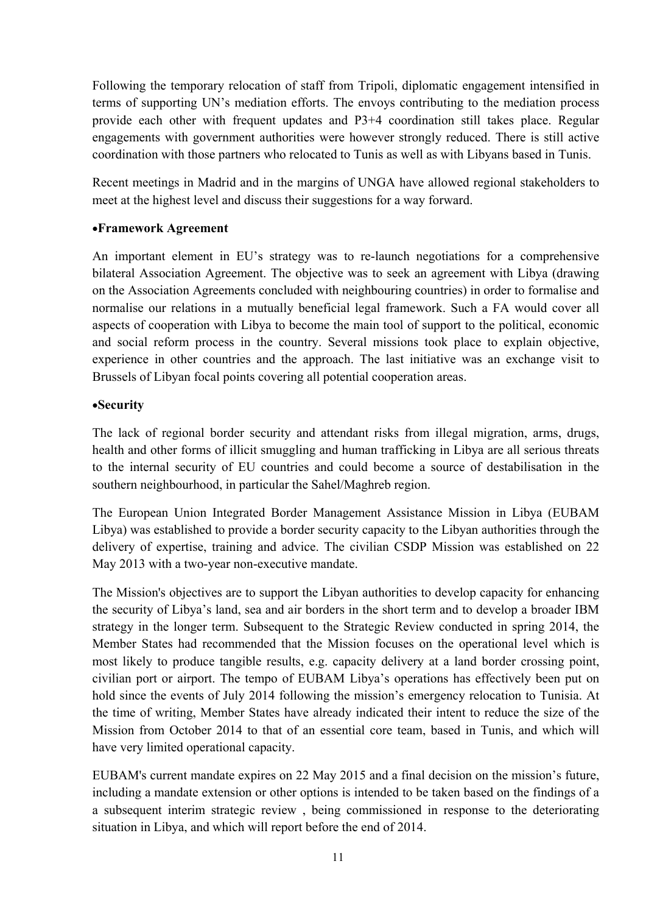Following the temporary relocation of staff from Tripoli, diplomatic engagement intensified in terms of supporting UN's mediation efforts. The envoys contributing to the mediation process provide each other with frequent updates and P3+4 coordination still takes place. Regular engagements with government authorities were however strongly reduced. There is still active coordination with those partners who relocated to Tunis as well as with Libyans based in Tunis.

Recent meetings in Madrid and in the margins of UNGA have allowed regional stakeholders to meet at the highest level and discuss their suggestions for a way forward.

- **Framework Agreement**

An important element in EU's strategy was to re-launch negotiations for a comprehensive bilateral Association Agreement. The objective was to seek an agreement with Libya (drawing on the Association Agreements concluded with neighbouring countries) in order to formalise and normalise our relations in a mutually beneficial legal framework. Such a FA would cover all aspects of cooperation with Libya to become the main tool of support to the political, economic and social reform process in the country. Several missions took place to explain objective, experience in other countries and the approach. The last initiative was an exchange visit to Brussels of Libyan focal points covering all potential cooperation areas.

- **Security**

The lack of regional border security and attendant risks from illegal migration, arms, drugs, health and other forms of illicit smuggling and human trafficking in Libya are all serious threats to the internal security of EU countries and could become a source of destabilisation in the southern neighbourhood, in particular the Sahel/Maghreb region.

The European Union Integrated Border Management Assistance Mission in Libya (EUBAM Libya) was established to provide a border security capacity to the Libyan authorities through the delivery of expertise, training and advice. The civilian CSDP Mission was established on 22 May 2013 with a two-year non-executive mandate.

The Mission's objectives are to support the Libyan authorities to develop capacity for enhancing the security of Libya's land, sea and air borders in the short term and to develop a broader IBM strategy in the longer term. Subsequent to the Strategic Review conducted in spring 2014, the Member States had recommended that the Mission focuses on the operational level which is most likely to produce tangible results, e.g. capacity delivery at a land border crossing point, civilian port or airport. The tempo of EUBAM Libya's operations has effectively been put on hold since the events of July 2014 following the mission's emergency relocation to Tunisia. At the time of writing, Member States have already indicated their intent to reduce the size of the Mission from October 2014 to that of an essential core team, based in Tunis, and which will have very limited operational capacity.

EUBAM's current mandate expires on 22 May 2015 and a final decision on the mission's future, including a mandate extension or other options is intended to be taken based on the findings of a a subsequent interim strategic review , being commissioned in response to the deteriorating situation in Libya, and which will report before the end of 2014.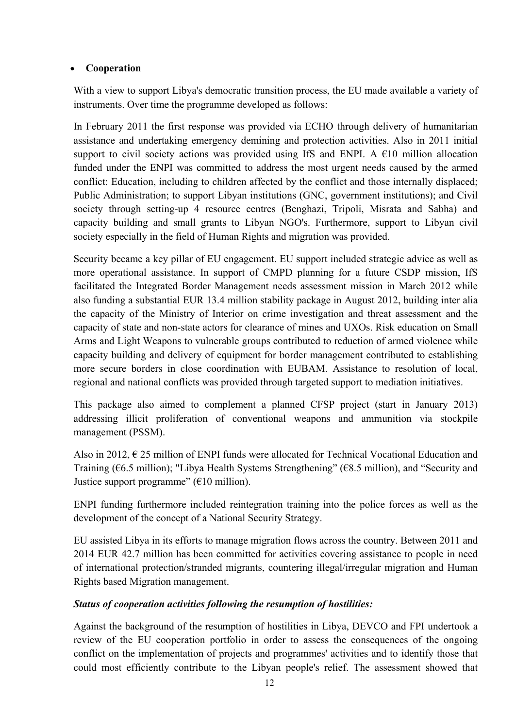- **Cooperation**

With a view to support Libya's democratic transition process, the EU made available a variety of instruments. Over time the programme developed as follows:

In February 2011 the first response was provided via ECHO through delivery of humanitarian assistance and undertaking emergency demining and protection activities. Also in 2011 initial support to civil society actions was provided using IfS and ENPI. A €10 million allocation funded under the ENPI was committed to address the most urgent needs caused by the armed conflict: Education, including to children affected by the conflict and those internally displaced; Public Administration; to support Libyan institutions (GNC, government institutions); and Civil society through setting-up 4 resource centres (Benghazi, Tripoli, Misrata and Sabha) and capacity building and small grants to Libyan NGO's. Furthermore, support to Libyan civil society especially in the field of Human Rights and migration was provided.

Security became a key pillar of EU engagement. EU support included strategic advice as well as more operational assistance. In support of CMPD planning for a future CSDP mission, IfS facilitated the Integrated Border Management needs assessment mission in March 2012 while also funding a substantial EUR 13.4 million stability package in August 2012, building inter alia the capacity of the Ministry of Interior on crime investigation and threat assessment and the capacity of state and non-state actors for clearance of mines and UXOs. Risk education on Small Arms and Light Weapons to vulnerable groups contributed to reduction of armed violence while capacity building and delivery of equipment for border management contributed to establishing more secure borders in close coordination with EUBAM. Assistance to resolution of local, regional and national conflicts was provided through targeted support to mediation initiatives.

This package also aimed to complement a planned CFSP project (start in January 2013) addressing illicit proliferation of conventional weapons and ammunition via stockpile management (PSSM).

Also in 2012, € 25 million of ENPI funds were allocated for Technical Vocational Education and Training (€6.5 million); "Libya Health Systems Strengthening" (€8.5 million), and "Security and Justice support programme" (€10 million).

ENPI funding furthermore included reintegration training into the police forces as well as the development of the concept of a National Security Strategy.

EU assisted Libya in its efforts to manage migration flows across the country. Between 2011 and 2014 EUR 42.7 million has been committed for activities covering assistance to people in need of international protection/stranded migrants, countering illegal/irregular migration and Human Rights based Migration management.

***Status of cooperation activities following the resumption of hostilities:***

Against the background of the resumption of hostilities in Libya, DEVCO and FPI undertook a review of the EU cooperation portfolio in order to assess the consequences of the ongoing conflict on the implementation of projects and programmes' activities and to identify those that could most efficiently contribute to the Libyan people's relief. The assessment showed that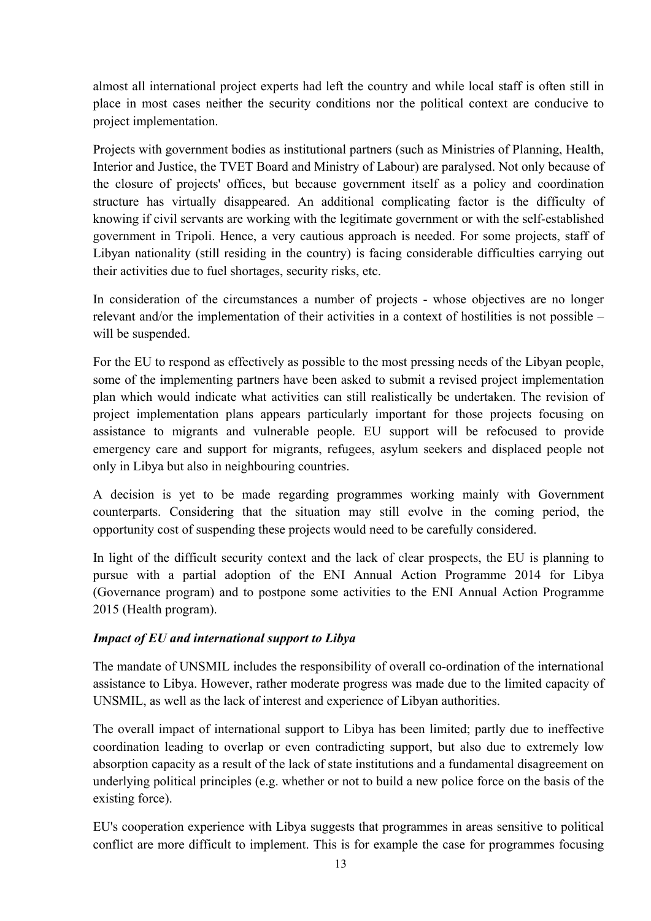almost all international project experts had left the country and while local staff is often still in place in most cases neither the security conditions nor the political context are conducive to project implementation.

Projects with government bodies as institutional partners (such as Ministries of Planning, Health, Interior and Justice, the TVET Board and Ministry of Labour) are paralysed. Not only because of the closure of projects' offices, but because government itself as a policy and coordination structure has virtually disappeared. An additional complicating factor is the difficulty of knowing if civil servants are working with the legitimate government or with the self-established government in Tripoli. Hence, a very cautious approach is needed. For some projects, staff of Libyan nationality (still residing in the country) is facing considerable difficulties carrying out their activities due to fuel shortages, security risks, etc.

In consideration of the circumstances a number of projects - whose objectives are no longer relevant and/or the implementation of their activities in a context of hostilities is not possible – will be suspended.

For the EU to respond as effectively as possible to the most pressing needs of the Libyan people, some of the implementing partners have been asked to submit a revised project implementation plan which would indicate what activities can still realistically be undertaken. The revision of project implementation plans appears particularly important for those projects focusing on assistance to migrants and vulnerable people. EU support will be refocused to provide emergency care and support for migrants, refugees, asylum seekers and displaced people not only in Libya but also in neighbouring countries.

A decision is yet to be made regarding programmes working mainly with Government counterparts. Considering that the situation may still evolve in the coming period, the opportunity cost of suspending these projects would need to be carefully considered.

In light of the difficult security context and the lack of clear prospects, the EU is planning to pursue with a partial adoption of the ENI Annual Action Programme 2014 for Libya (Governance program) and to postpone some activities to the ENI Annual Action Programme 2015 (Health program).

***Impact of EU and international support to Libya***

The mandate of UNSMIL includes the responsibility of overall co-ordination of the international assistance to Libya. However, rather moderate progress was made due to the limited capacity of UNSMIL, as well as the lack of interest and experience of Libyan authorities.

The overall impact of international support to Libya has been limited; partly due to ineffective coordination leading to overlap or even contradicting support, but also due to extremely low absorption capacity as a result of the lack of state institutions and a fundamental disagreement on underlying political principles (e.g. whether or not to build a new police force on the basis of the existing force).

EU's cooperation experience with Libya suggests that programmes in areas sensitive to political conflict are more difficult to implement. This is for example the case for programmes focusing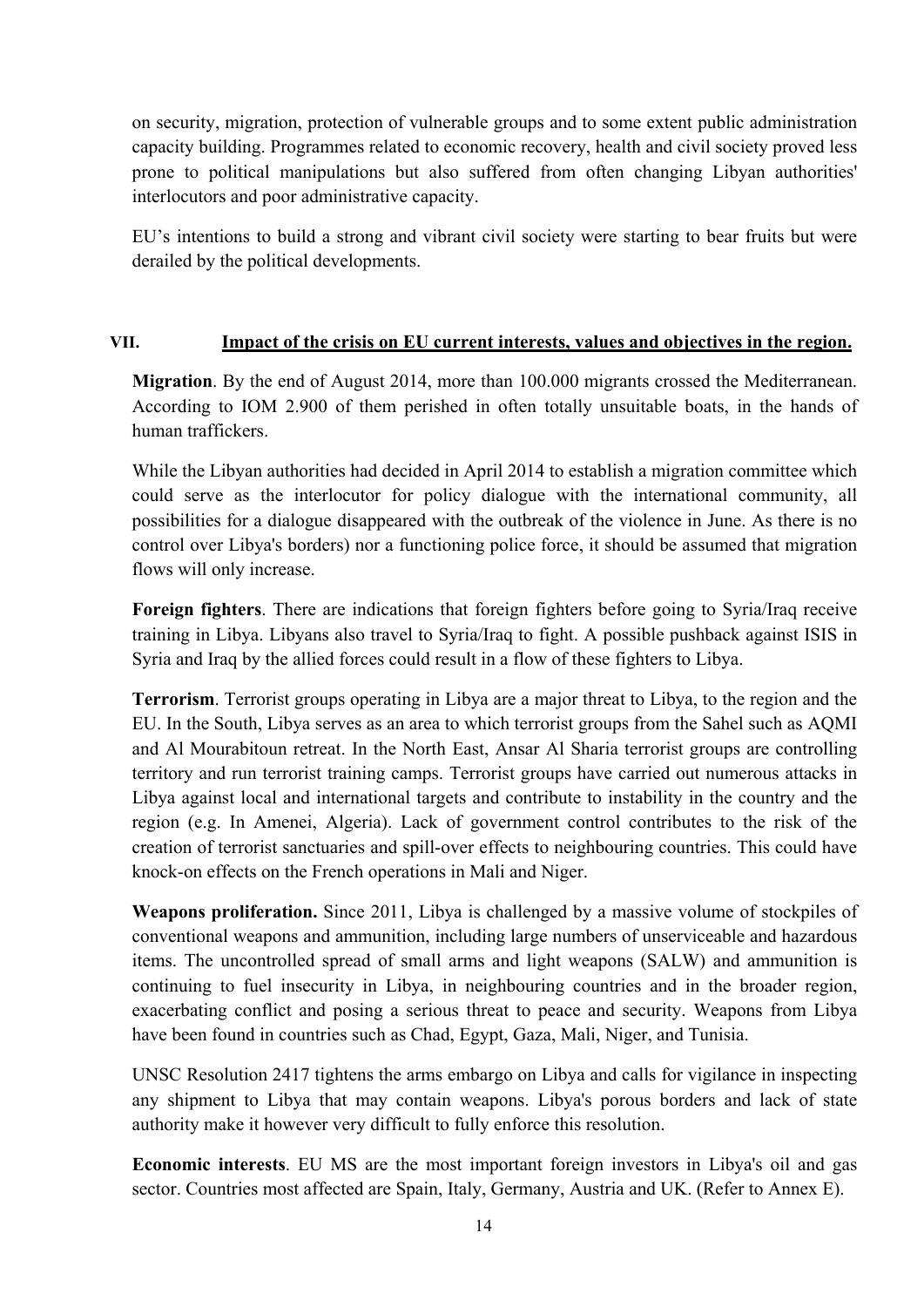on security, migration, protection of vulnerable groups and to some extent public administration capacity building. Programmes related to economic recovery, health and civil society proved less prone to political manipulations but also suffered from often changing Libyan authorities' interlocutors and poor administrative capacity.

EU's intentions to build a strong and vibrant civil society were starting to bear fruits but were derailed by the political developments.

## VII. Impact of the crisis on EU current interests, values and objectives in the region.

**Migration**. By the end of August 2014, more than 100.000 migrants crossed the Mediterranean. According to IOM 2.900 of them perished in often totally unsuitable boats, in the hands of human traffickers.

While the Libyan authorities had decided in April 2014 to establish a migration committee which could serve as the interlocutor for policy dialogue with the international community, all possibilities for a dialogue disappeared with the outbreak of the violence in June. As there is no control over Libya's borders) nor a functioning police force, it should be assumed that migration flows will only increase.

**Foreign fighters**. There are indications that foreign fighters before going to Syria/Iraq receive training in Libya. Libyans also travel to Syria/Iraq to fight. A possible pushback against ISIS in Syria and Iraq by the allied forces could result in a flow of these fighters to Libya.

**Terrorism**. Terrorist groups operating in Libya are a major threat to Libya, to the region and the EU. In the South, Libya serves as an area to which terrorist groups from the Sahel such as AQMI and Al Mourabitoun retreat. In the North East, Ansar Al Sharia terrorist groups are controlling territory and run terrorist training camps. Terrorist groups have carried out numerous attacks in Libya against local and international targets and contribute to instability in the country and the region (e.g. In Amenei, Algeria). Lack of government control contributes to the risk of the creation of terrorist sanctuaries and spill-over effects to neighbouring countries. This could have knock-on effects on the French operations in Mali and Niger.

**Weapons proliferation.** Since 2011, Libya is challenged by a massive volume of stockpiles of conventional weapons and ammunition, including large numbers of unserviceable and hazardous items. The uncontrolled spread of small arms and light weapons (SALW) and ammunition is continuing to fuel insecurity in Libya, in neighbouring countries and in the broader region, exacerbating conflict and posing a serious threat to peace and security. Weapons from Libya have been found in countries such as Chad, Egypt, Gaza, Mali, Niger, and Tunisia.

UNSC Resolution 2417 tightens the arms embargo on Libya and calls for vigilance in inspecting any shipment to Libya that may contain weapons. Libya's porous borders and lack of state authority make it however very difficult to fully enforce this resolution.

**Economic interests**. EU MS are the most important foreign investors in Libya's oil and gas sector. Countries most affected are Spain, Italy, Germany, Austria and UK. (Refer to Annex E).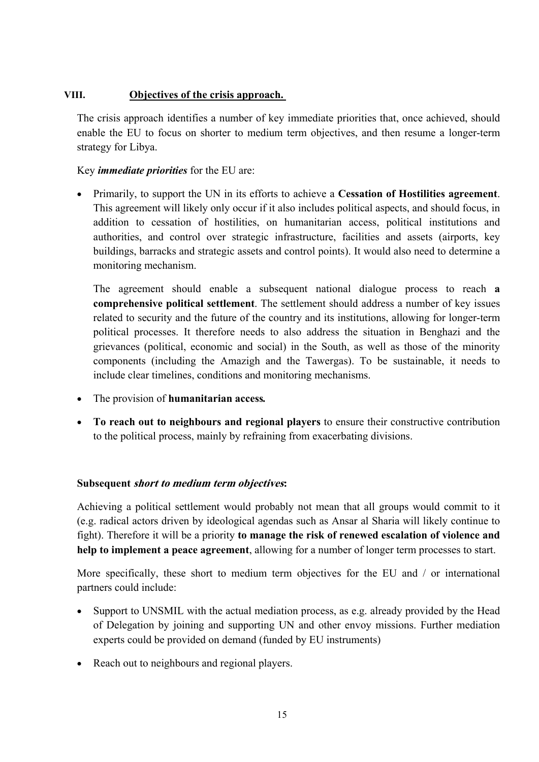## VIII. Objectives of the crisis approach.

The crisis approach identifies a number of key immediate priorities that, once achieved, should enable the EU to focus on shorter to medium term objectives, and then resume a longer-term strategy for Libya.

Key ***immediate priorities*** for the EU are:

- Primarily, to support the UN in its efforts to achieve a **Cessation of Hostilities agreement**. This agreement will likely only occur if it also includes political aspects, and should focus, in addition to cessation of hostilities, on humanitarian access, political institutions and authorities, and control over strategic infrastructure, facilities and assets (airports, key buildings, barracks and strategic assets and control points). It would also need to determine a monitoring mechanism.

  The agreement should enable a subsequent national dialogue process to reach **a comprehensive political settlement**. The settlement should address a number of key issues related to security and the future of the country and its institutions, allowing for longer-term political processes. It therefore needs to also address the situation in Benghazi and the grievances (political, economic and social) in the South, as well as those of the minority components (including the Amazigh and the Tawergas). To be sustainable, it needs to include clear timelines, conditions and monitoring mechanisms.

- The provision of **humanitarian access.**

- **To reach out to neighbours and regional players** to ensure their constructive contribution to the political process, mainly by refraining from exacerbating divisions.

**Subsequent *short to medium term objectives*:**

Achieving a political settlement would probably not mean that all groups would commit to it (e.g. radical actors driven by ideological agendas such as Ansar al Sharia will likely continue to fight). Therefore it will be a priority **to manage the risk of renewed escalation of violence and help to implement a peace agreement**, allowing for a number of longer term processes to start.

More specifically, these short to medium term objectives for the EU and / or international partners could include:

- Support to UNSMIL with the actual mediation process, as e.g. already provided by the Head of Delegation by joining and supporting UN and other envoy missions. Further mediation experts could be provided on demand (funded by EU instruments)

- Reach out to neighbours and regional players.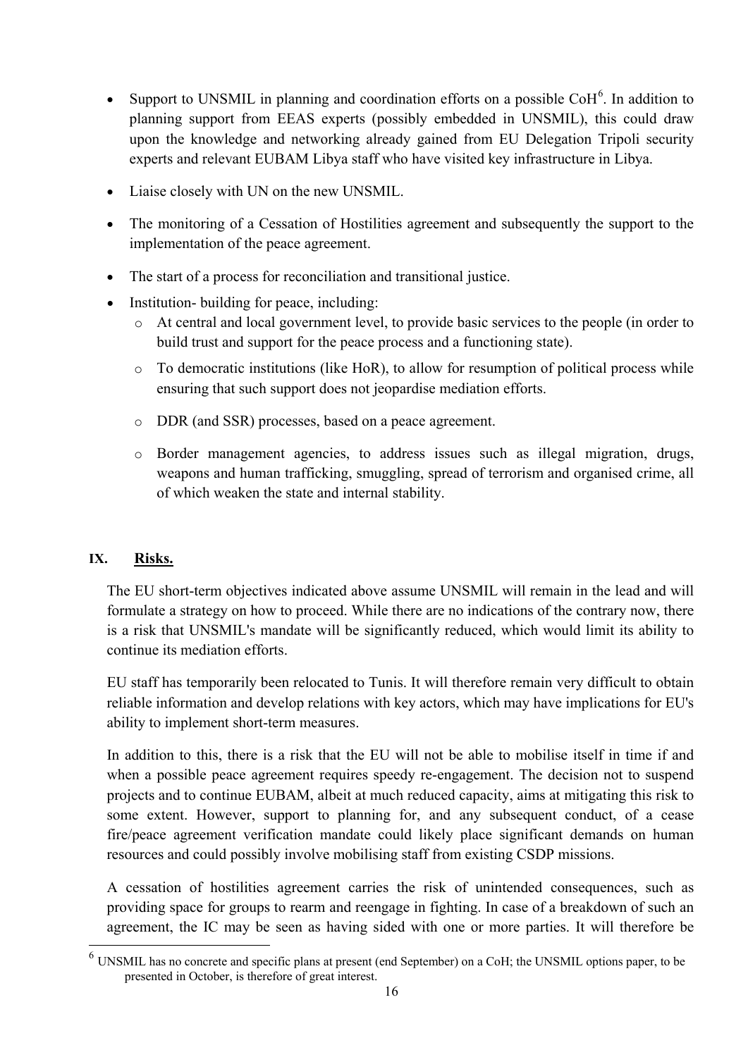- Support to UNSMIL in planning and coordination efforts on a possible CoH[6]. In addition to planning support from EEAS experts (possibly embedded in UNSMIL), this could draw upon the knowledge and networking already gained from EU Delegation Tripoli security experts and relevant EUBAM Libya staff who have visited key infrastructure in Libya.
- Liaise closely with UN on the new UNSMIL.
- The monitoring of a Cessation of Hostilities agreement and subsequently the support to the implementation of the peace agreement.
- The start of a process for reconciliation and transitional justice.
- Institution- building for peace, including:
  - At central and local government level, to provide basic services to the people (in order to build trust and support for the peace process and a functioning state).
  - To democratic institutions (like HoR), to allow for resumption of political process while ensuring that such support does not jeopardise mediation efforts.
  - DDR (and SSR) processes, based on a peace agreement.
  - Border management agencies, to address issues such as illegal migration, drugs, weapons and human trafficking, smuggling, spread of terrorism and organised crime, all of which weaken the state and internal stability.

## IX. Risks.

The EU short-term objectives indicated above assume UNSMIL will remain in the lead and will formulate a strategy on how to proceed. While there are no indications of the contrary now, there is a risk that UNSMIL's mandate will be significantly reduced, which would limit its ability to continue its mediation efforts.

EU staff has temporarily been relocated to Tunis. It will therefore remain very difficult to obtain reliable information and develop relations with key actors, which may have implications for EU's ability to implement short-term measures.

In addition to this, there is a risk that the EU will not be able to mobilise itself in time if and when a possible peace agreement requires speedy re-engagement. The decision not to suspend projects and to continue EUBAM, albeit at much reduced capacity, aims at mitigating this risk to some extent. However, support to planning for, and any subsequent conduct, of a cease fire/peace agreement verification mandate could likely place significant demands on human resources and could possibly involve mobilising staff from existing CSDP missions.

A cessation of hostilities agreement carries the risk of unintended consequences, such as providing space for groups to rearm and reengage in fighting. In case of a breakdown of such an agreement, the IC may be seen as having sided with one or more parties. It will therefore be

[6] UNSMIL has no concrete and specific plans at present (end September) on a CoH; the UNSMIL options paper, to be presented in October, is therefore of great interest.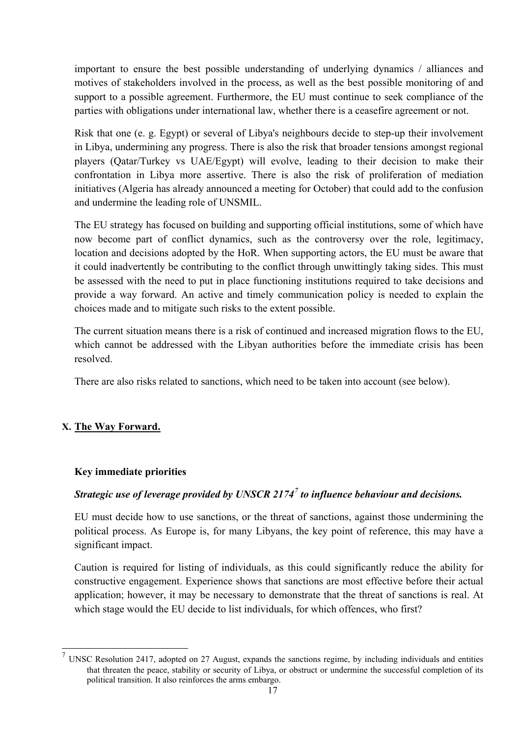important to ensure the best possible understanding of underlying dynamics / alliances and motives of stakeholders involved in the process, as well as the best possible monitoring of and support to a possible agreement. Furthermore, the EU must continue to seek compliance of the parties with obligations under international law, whether there is a ceasefire agreement or not.

Risk that one (e. g. Egypt) or several of Libya's neighbours decide to step-up their involvement in Libya, undermining any progress. There is also the risk that broader tensions amongst regional players (Qatar/Turkey vs UAE/Egypt) will evolve, leading to their decision to make their confrontation in Libya more assertive. There is also the risk of proliferation of mediation initiatives (Algeria has already announced a meeting for October) that could add to the confusion and undermine the leading role of UNSMIL.

The EU strategy has focused on building and supporting official institutions, some of which have now become part of conflict dynamics, such as the controversy over the role, legitimacy, location and decisions adopted by the HoR. When supporting actors, the EU must be aware that it could inadvertently be contributing to the conflict through unwittingly taking sides. This must be assessed with the need to put in place functioning institutions required to take decisions and provide a way forward. An active and timely communication policy is needed to explain the choices made and to mitigate such risks to the extent possible.

The current situation means there is a risk of continued and increased migration flows to the EU, which cannot be addressed with the Libyan authorities before the immediate crisis has been resolved.

There are also risks related to sanctions, which need to be taken into account (see below).

## X. The Way Forward.

### Key immediate priorities

***Strategic use of leverage provided by UNSCR 2174[7] to influence behaviour and decisions.***

EU must decide how to use sanctions, or the threat of sanctions, against those undermining the political process. As Europe is, for many Libyans, the key point of reference, this may have a significant impact.

Caution is required for listing of individuals, as this could significantly reduce the ability for constructive engagement. Experience shows that sanctions are most effective before their actual application; however, it may be necessary to demonstrate that the threat of sanctions is real. At which stage would the EU decide to list individuals, for which offences, who first?

[7] UNSC Resolution 2417, adopted on 27 August, expands the sanctions regime, by including individuals and entities that threaten the peace, stability or security of Libya, or obstruct or undermine the successful completion of its political transition. It also reinforces the arms embargo.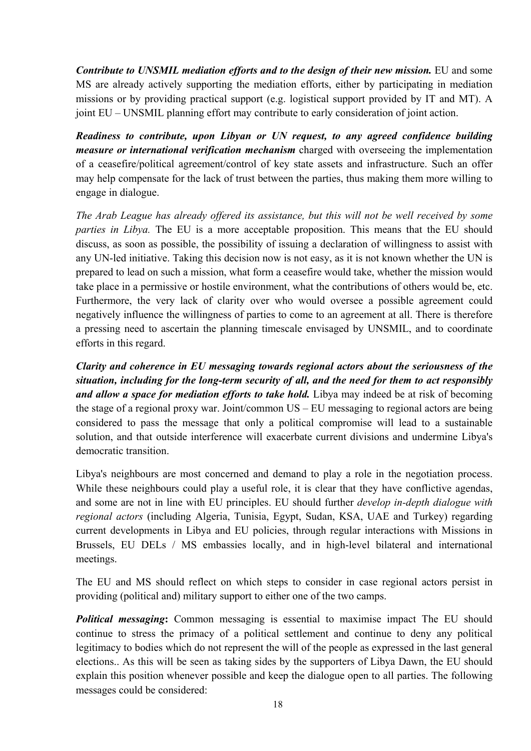***Contribute to UNSMIL mediation efforts and to the design of their new mission.*** EU and some MS are already actively supporting the mediation efforts, either by participating in mediation missions or by providing practical support (e.g. logistical support provided by IT and MT). A joint EU – UNSMIL planning effort may contribute to early consideration of joint action.

***Readiness to contribute, upon Libyan or UN request, to any agreed confidence building measure or international verification mechanism*** charged with overseeing the implementation of a ceasefire/political agreement/control of key state assets and infrastructure. Such an offer may help compensate for the lack of trust between the parties, thus making them more willing to engage in dialogue.

*The Arab League has already offered its assistance, but this will not be well received by some parties in Libya.* The EU is a more acceptable proposition. This means that the EU should discuss, as soon as possible, the possibility of issuing a declaration of willingness to assist with any UN-led initiative. Taking this decision now is not easy, as it is not known whether the UN is prepared to lead on such a mission, what form a ceasefire would take, whether the mission would take place in a permissive or hostile environment, what the contributions of others would be, etc. Furthermore, the very lack of clarity over who would oversee a possible agreement could negatively influence the willingness of parties to come to an agreement at all. There is therefore a pressing need to ascertain the planning timescale envisaged by UNSMIL, and to coordinate efforts in this regard.

***Clarity and coherence in EU messaging towards regional actors about the seriousness of the situation, including for the long-term security of all, and the need for them to act responsibly and allow a space for mediation efforts to take hold.*** Libya may indeed be at risk of becoming the stage of a regional proxy war. Joint/common US – EU messaging to regional actors are being considered to pass the message that only a political compromise will lead to a sustainable solution, and that outside interference will exacerbate current divisions and undermine Libya's democratic transition.

Libya's neighbours are most concerned and demand to play a role in the negotiation process. While these neighbours could play a useful role, it is clear that they have conflictive agendas, and some are not in line with EU principles. EU should further *develop in-depth dialogue with regional actors* (including Algeria, Tunisia, Egypt, Sudan, KSA, UAE and Turkey) regarding current developments in Libya and EU policies, through regular interactions with Missions in Brussels, EU DELs / MS embassies locally, and in high-level bilateral and international meetings.

The EU and MS should reflect on which steps to consider in case regional actors persist in providing (political and) military support to either one of the two camps.

***Political messaging*****:** Common messaging is essential to maximise impact The EU should continue to stress the primacy of a political settlement and continue to deny any political legitimacy to bodies which do not represent the will of the people as expressed in the last general elections.. As this will be seen as taking sides by the supporters of Libya Dawn, the EU should explain this position whenever possible and keep the dialogue open to all parties. The following messages could be considered: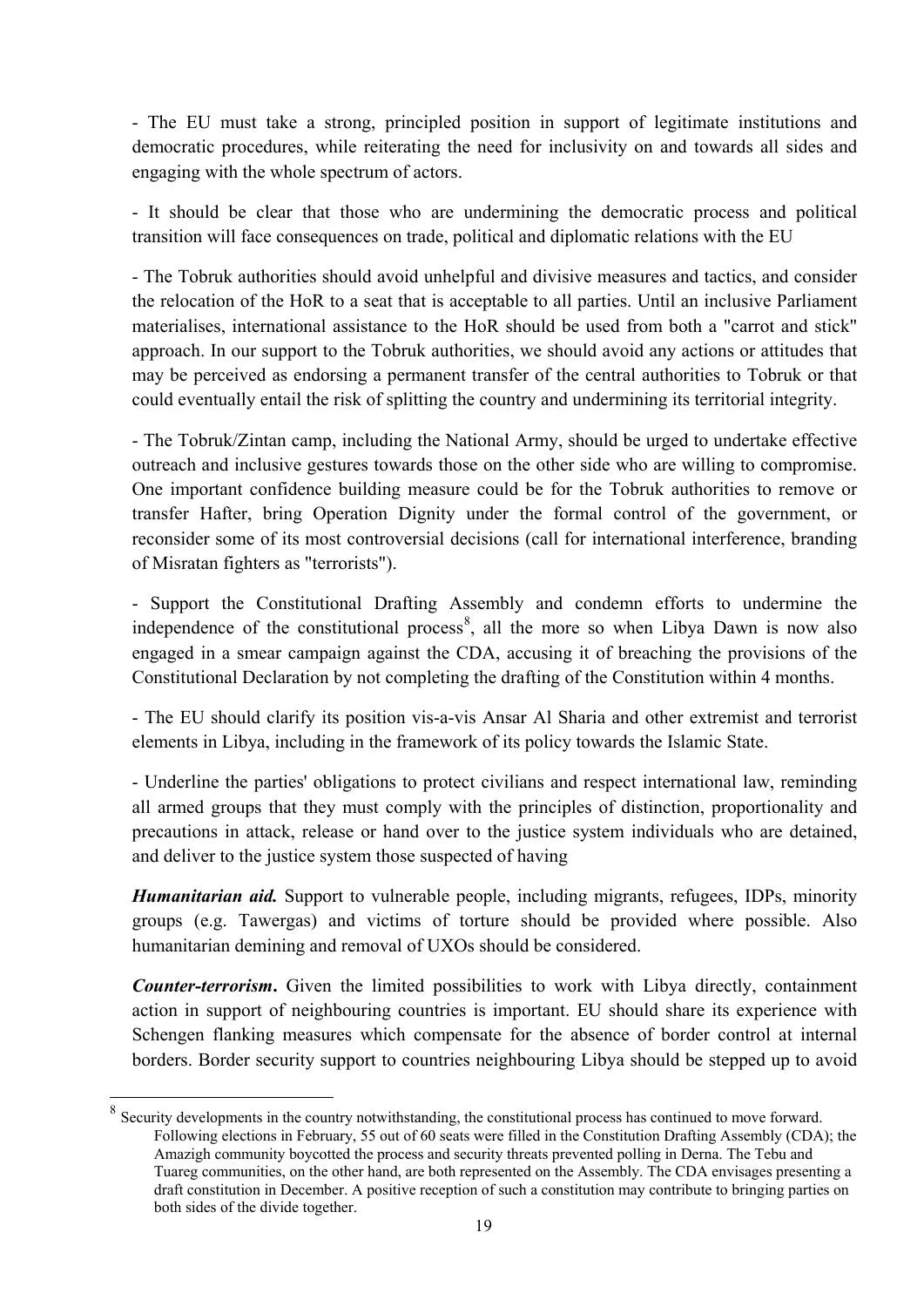- The EU must take a strong, principled position in support of legitimate institutions and democratic procedures, while reiterating the need for inclusivity on and towards all sides and engaging with the whole spectrum of actors.

- It should be clear that those who are undermining the democratic process and political transition will face consequences on trade, political and diplomatic relations with the EU

- The Tobruk authorities should avoid unhelpful and divisive measures and tactics, and consider the relocation of the HoR to a seat that is acceptable to all parties. Until an inclusive Parliament materialises, international assistance to the HoR should be used from both a "carrot and stick" approach. In our support to the Tobruk authorities, we should avoid any actions or attitudes that may be perceived as endorsing a permanent transfer of the central authorities to Tobruk or that could eventually entail the risk of splitting the country and undermining its territorial integrity.

- The Tobruk/Zintan camp, including the National Army, should be urged to undertake effective outreach and inclusive gestures towards those on the other side who are willing to compromise. One important confidence building measure could be for the Tobruk authorities to remove or transfer Hafter, bring Operation Dignity under the formal control of the government, or reconsider some of its most controversial decisions (call for international interference, branding of Misratan fighters as "terrorists").

- Support the Constitutional Drafting Assembly and condemn efforts to undermine the independence of the constitutional process[8], all the more so when Libya Dawn is now also engaged in a smear campaign against the CDA, accusing it of breaching the provisions of the Constitutional Declaration by not completing the drafting of the Constitution within 4 months.

- The EU should clarify its position vis-a-vis Ansar Al Sharia and other extremist and terrorist elements in Libya, including in the framework of its policy towards the Islamic State.

- Underline the parties' obligations to protect civilians and respect international law, reminding all armed groups that they must comply with the principles of distinction, proportionality and precautions in attack, release or hand over to the justice system individuals who are detained, and deliver to the justice system those suspected of having

***Humanitarian aid.*** Support to vulnerable people, including migrants, refugees, IDPs, minority groups (e.g. Tawergas) and victims of torture should be provided where possible. Also humanitarian demining and removal of UXOs should be considered.

***Counter-terrorism*.** Given the limited possibilities to work with Libya directly, containment action in support of neighbouring countries is important. EU should share its experience with Schengen flanking measures which compensate for the absence of border control at internal borders. Border security support to countries neighbouring Libya should be stepped up to avoid

[8] Security developments in the country notwithstanding, the constitutional process has continued to move forward. Following elections in February, 55 out of 60 seats were filled in the Constitution Drafting Assembly (CDA); the Amazigh community boycotted the process and security threats prevented polling in Derna. The Tebu and Tuareg communities, on the other hand, are both represented on the Assembly. The CDA envisages presenting a draft constitution in December. A positive reception of such a constitution may contribute to bringing parties on both sides of the divide together.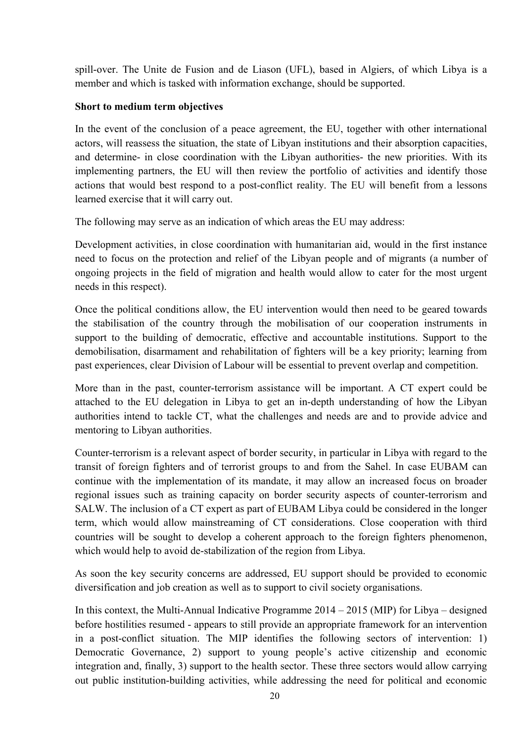spill-over. The Unite de Fusion and de Liason (UFL), based in Algiers, of which Libya is a member and which is tasked with information exchange, should be supported.

**Short to medium term objectives**

In the event of the conclusion of a peace agreement, the EU, together with other international actors, will reassess the situation, the state of Libyan institutions and their absorption capacities, and determine- in close coordination with the Libyan authorities- the new priorities. With its implementing partners, the EU will then review the portfolio of activities and identify those actions that would best respond to a post-conflict reality. The EU will benefit from a lessons learned exercise that it will carry out.

The following may serve as an indication of which areas the EU may address:

Development activities, in close coordination with humanitarian aid, would in the first instance need to focus on the protection and relief of the Libyan people and of migrants (a number of ongoing projects in the field of migration and health would allow to cater for the most urgent needs in this respect).

Once the political conditions allow, the EU intervention would then need to be geared towards the stabilisation of the country through the mobilisation of our cooperation instruments in support to the building of democratic, effective and accountable institutions. Support to the demobilisation, disarmament and rehabilitation of fighters will be a key priority; learning from past experiences, clear Division of Labour will be essential to prevent overlap and competition.

More than in the past, counter-terrorism assistance will be important. A CT expert could be attached to the EU delegation in Libya to get an in-depth understanding of how the Libyan authorities intend to tackle CT, what the challenges and needs are and to provide advice and mentoring to Libyan authorities.

Counter-terrorism is a relevant aspect of border security, in particular in Libya with regard to the transit of foreign fighters and of terrorist groups to and from the Sahel. In case EUBAM can continue with the implementation of its mandate, it may allow an increased focus on broader regional issues such as training capacity on border security aspects of counter-terrorism and SALW. The inclusion of a CT expert as part of EUBAM Libya could be considered in the longer term, which would allow mainstreaming of CT considerations. Close cooperation with third countries will be sought to develop a coherent approach to the foreign fighters phenomenon, which would help to avoid de-stabilization of the region from Libya.

As soon the key security concerns are addressed, EU support should be provided to economic diversification and job creation as well as to support to civil society organisations.

In this context, the Multi-Annual Indicative Programme 2014 – 2015 (MIP) for Libya – designed before hostilities resumed - appears to still provide an appropriate framework for an intervention in a post-conflict situation. The MIP identifies the following sectors of intervention: 1) Democratic Governance, 2) support to young people's active citizenship and economic integration and, finally, 3) support to the health sector. These three sectors would allow carrying out public institution-building activities, while addressing the need for political and economic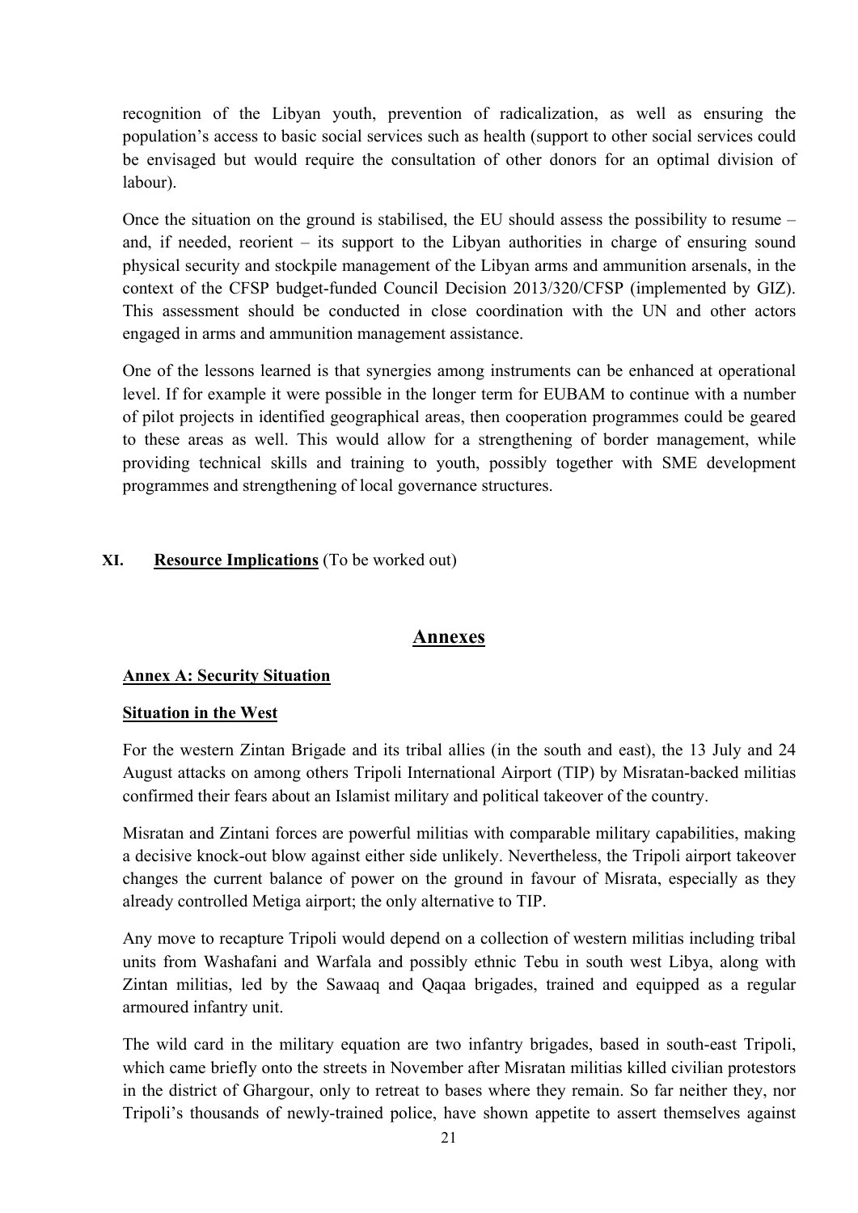recognition of the Libyan youth, prevention of radicalization, as well as ensuring the population's access to basic social services such as health (support to other social services could be envisaged but would require the consultation of other donors for an optimal division of labour).

Once the situation on the ground is stabilised, the EU should assess the possibility to resume – and, if needed, reorient – its support to the Libyan authorities in charge of ensuring sound physical security and stockpile management of the Libyan arms and ammunition arsenals, in the context of the CFSP budget-funded Council Decision 2013/320/CFSP (implemented by GIZ). This assessment should be conducted in close coordination with the UN and other actors engaged in arms and ammunition management assistance.

One of the lessons learned is that synergies among instruments can be enhanced at operational level. If for example it were possible in the longer term for EUBAM to continue with a number of pilot projects in identified geographical areas, then cooperation programmes could be geared to these areas as well. This would allow for a strengthening of border management, while providing technical skills and training to youth, possibly together with SME development programmes and strengthening of local governance structures.

## XI. **Resource Implications** (To be worked out)

# Annexes

## Annex A: Security Situation

### Situation in the West

For the western Zintan Brigade and its tribal allies (in the south and east), the 13 July and 24 August attacks on among others Tripoli International Airport (TIP) by Misratan-backed militias confirmed their fears about an Islamist military and political takeover of the country.

Misratan and Zintani forces are powerful militias with comparable military capabilities, making a decisive knock-out blow against either side unlikely. Nevertheless, the Tripoli airport takeover changes the current balance of power on the ground in favour of Misrata, especially as they already controlled Metiga airport; the only alternative to TIP.

Any move to recapture Tripoli would depend on a collection of western militias including tribal units from Washafani and Warfala and possibly ethnic Tebu in south west Libya, along with Zintan militias, led by the Sawaaq and Qaqaa brigades, trained and equipped as a regular armoured infantry unit.

The wild card in the military equation are two infantry brigades, based in south-east Tripoli, which came briefly onto the streets in November after Misratan militias killed civilian protestors in the district of Ghargour, only to retreat to bases where they remain. So far neither they, nor Tripoli's thousands of newly-trained police, have shown appetite to assert themselves against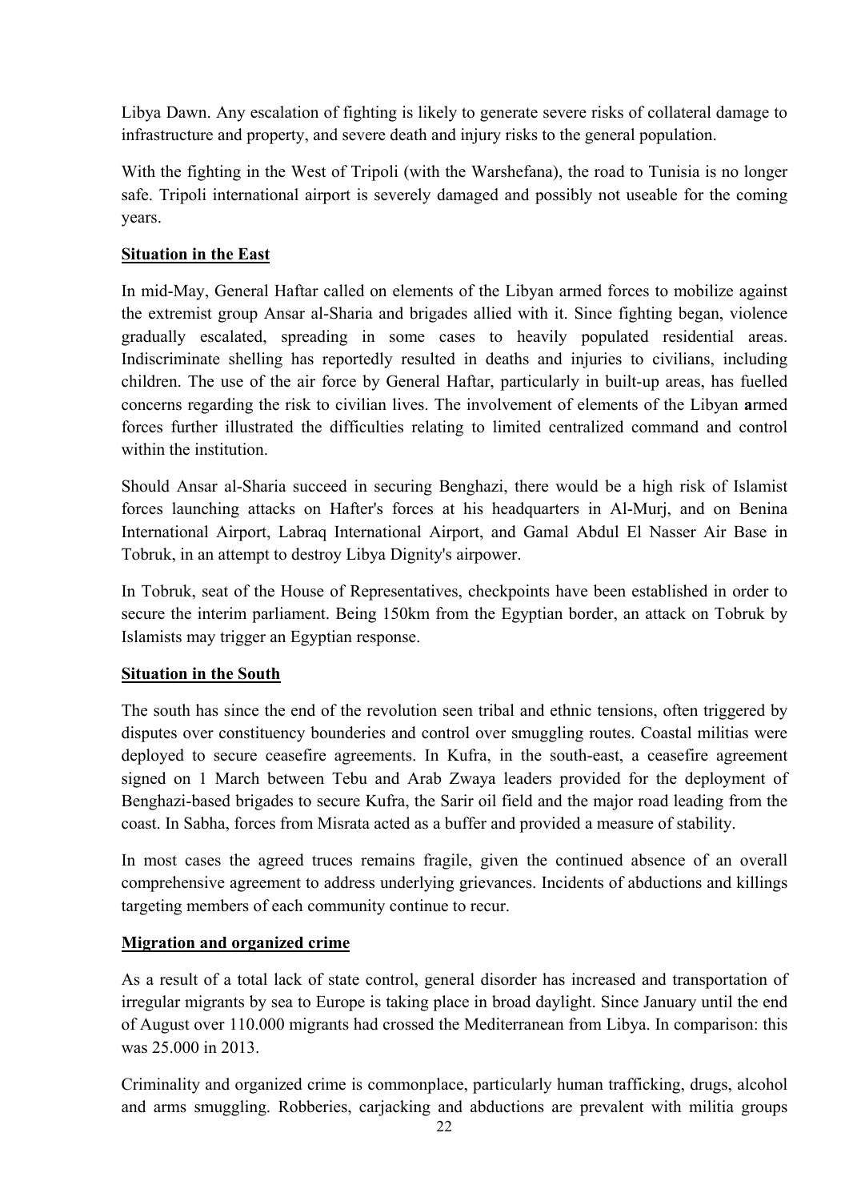Libya Dawn. Any escalation of fighting is likely to generate severe risks of collateral damage to infrastructure and property, and severe death and injury risks to the general population.

With the fighting in the West of Tripoli (with the Warshefana), the road to Tunisia is no longer safe. Tripoli international airport is severely damaged and possibly not useable for the coming years.

**Situation in the East**

In mid-May, General Haftar called on elements of the Libyan armed forces to mobilize against the extremist group Ansar al-Sharia and brigades allied with it. Since fighting began, violence gradually escalated, spreading in some cases to heavily populated residential areas. Indiscriminate shelling has reportedly resulted in deaths and injuries to civilians, including children. The use of the air force by General Haftar, particularly in built-up areas, has fuelled concerns regarding the risk to civilian lives. The involvement of elements of the Libyan armed forces further illustrated the difficulties relating to limited centralized command and control within the institution.

Should Ansar al-Sharia succeed in securing Benghazi, there would be a high risk of Islamist forces launching attacks on Hafter's forces at his headquarters in Al-Murj, and on Benina International Airport, Labraq International Airport, and Gamal Abdul El Nasser Air Base in Tobruk, in an attempt to destroy Libya Dignity's airpower.

In Tobruk, seat of the House of Representatives, checkpoints have been established in order to secure the interim parliament. Being 150km from the Egyptian border, an attack on Tobruk by Islamists may trigger an Egyptian response.

**Situation in the South**

The south has since the end of the revolution seen tribal and ethnic tensions, often triggered by disputes over constituency bounderies and control over smuggling routes. Coastal militias were deployed to secure ceasefire agreements. In Kufra, in the south-east, a ceasefire agreement signed on 1 March between Tebu and Arab Zwaya leaders provided for the deployment of Benghazi-based brigades to secure Kufra, the Sarir oil field and the major road leading from the coast. In Sabha, forces from Misrata acted as a buffer and provided a measure of stability.

In most cases the agreed truces remains fragile, given the continued absence of an overall comprehensive agreement to address underlying grievances. Incidents of abductions and killings targeting members of each community continue to recur.

**Migration and organized crime**

As a result of a total lack of state control, general disorder has increased and transportation of irregular migrants by sea to Europe is taking place in broad daylight. Since January until the end of August over 110.000 migrants had crossed the Mediterranean from Libya. In comparison: this was 25.000 in 2013.

Criminality and organized crime is commonplace, particularly human trafficking, drugs, alcohol and arms smuggling. Robberies, carjacking and abductions are prevalent with militia groups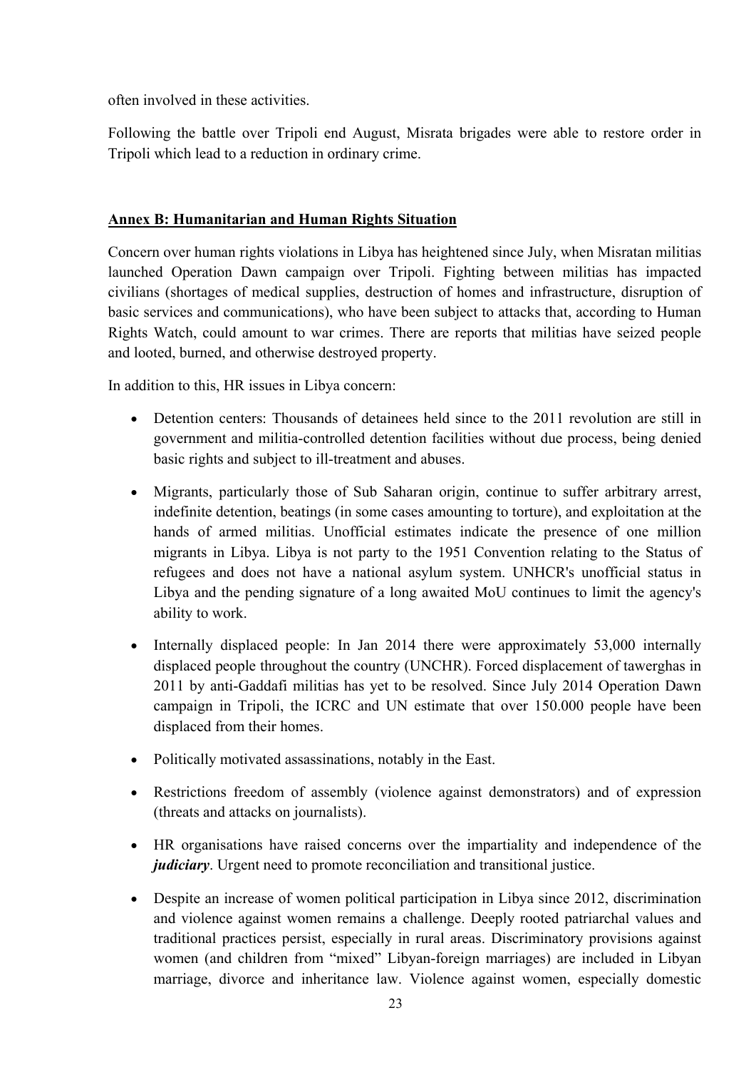often involved in these activities.

Following the battle over Tripoli end August, Misrata brigades were able to restore order in Tripoli which lead to a reduction in ordinary crime.

## Annex B: Humanitarian and Human Rights Situation

Concern over human rights violations in Libya has heightened since July, when Misratan militias launched Operation Dawn campaign over Tripoli. Fighting between militias has impacted civilians (shortages of medical supplies, destruction of homes and infrastructure, disruption of basic services and communications), who have been subject to attacks that, according to Human Rights Watch, could amount to war crimes. There are reports that militias have seized people and looted, burned, and otherwise destroyed property.

In addition to this, HR issues in Libya concern:

- Detention centers: Thousands of detainees held since to the 2011 revolution are still in government and militia-controlled detention facilities without due process, being denied basic rights and subject to ill-treatment and abuses.
- Migrants, particularly those of Sub Saharan origin, continue to suffer arbitrary arrest, indefinite detention, beatings (in some cases amounting to torture), and exploitation at the hands of armed militias. Unofficial estimates indicate the presence of one million migrants in Libya. Libya is not party to the 1951 Convention relating to the Status of refugees and does not have a national asylum system. UNHCR's unofficial status in Libya and the pending signature of a long awaited MoU continues to limit the agency's ability to work.
- Internally displaced people: In Jan 2014 there were approximately 53,000 internally displaced people throughout the country (UNCHR). Forced displacement of tawerghas in 2011 by anti-Gaddafi militias has yet to be resolved. Since July 2014 Operation Dawn campaign in Tripoli, the ICRC and UN estimate that over 150.000 people have been displaced from their homes.
- Politically motivated assassinations, notably in the East.
- Restrictions freedom of assembly (violence against demonstrators) and of expression (threats and attacks on journalists).
- HR organisations have raised concerns over the impartiality and independence of the ***judiciary***. Urgent need to promote reconciliation and transitional justice.
- Despite an increase of women political participation in Libya since 2012, discrimination and violence against women remains a challenge. Deeply rooted patriarchal values and traditional practices persist, especially in rural areas. Discriminatory provisions against women (and children from "mixed" Libyan-foreign marriages) are included in Libyan marriage, divorce and inheritance law. Violence against women, especially domestic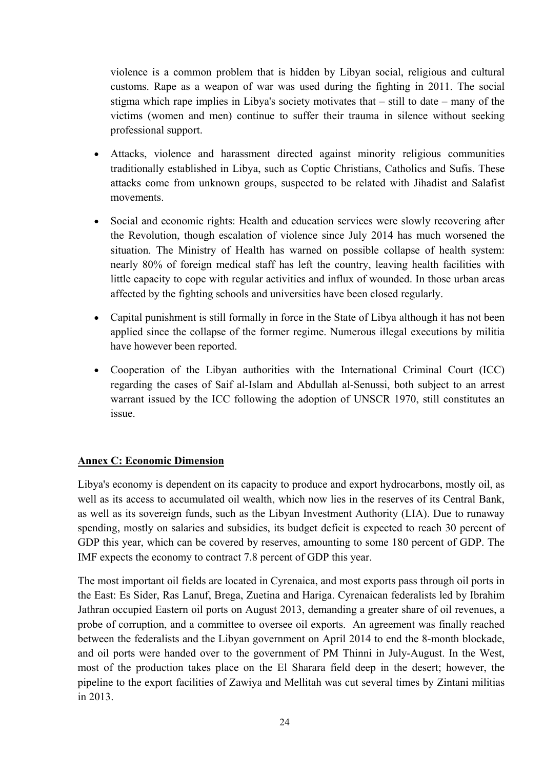violence is a common problem that is hidden by Libyan social, religious and cultural customs. Rape as a weapon of war was used during the fighting in 2011. The social stigma which rape implies in Libya's society motivates that – still to date – many of the victims (women and men) continue to suffer their trauma in silence without seeking professional support.

- Attacks, violence and harassment directed against minority religious communities traditionally established in Libya, such as Coptic Christians, Catholics and Sufis. These attacks come from unknown groups, suspected to be related with Jihadist and Salafist movements.

- Social and economic rights: Health and education services were slowly recovering after the Revolution, though escalation of violence since July 2014 has much worsened the situation. The Ministry of Health has warned on possible collapse of health system: nearly 80% of foreign medical staff has left the country, leaving health facilities with little capacity to cope with regular activities and influx of wounded. In those urban areas affected by the fighting schools and universities have been closed regularly.

- Capital punishment is still formally in force in the State of Libya although it has not been applied since the collapse of the former regime. Numerous illegal executions by militia have however been reported.

- Cooperation of the Libyan authorities with the International Criminal Court (ICC) regarding the cases of Saif al-Islam and Abdullah al-Senussi, both subject to an arrest warrant issued by the ICC following the adoption of UNSCR 1970, still constitutes an issue.

## Annex C: Economic Dimension

Libya's economy is dependent on its capacity to produce and export hydrocarbons, mostly oil, as well as its access to accumulated oil wealth, which now lies in the reserves of its Central Bank, as well as its sovereign funds, such as the Libyan Investment Authority (LIA). Due to runaway spending, mostly on salaries and subsidies, its budget deficit is expected to reach 30 percent of GDP this year, which can be covered by reserves, amounting to some 180 percent of GDP. The IMF expects the economy to contract 7.8 percent of GDP this year.

The most important oil fields are located in Cyrenaica, and most exports pass through oil ports in the East: Es Sider, Ras Lanuf, Brega, Zuetina and Hariga. Cyrenaican federalists led by Ibrahim Jathran occupied Eastern oil ports on August 2013, demanding a greater share of oil revenues, a probe of corruption, and a committee to oversee oil exports. An agreement was finally reached between the federalists and the Libyan government on April 2014 to end the 8-month blockade, and oil ports were handed over to the government of PM Thinni in July-August. In the West, most of the production takes place on the El Sharara field deep in the desert; however, the pipeline to the export facilities of Zawiya and Mellitah was cut several times by Zintani militias in 2013.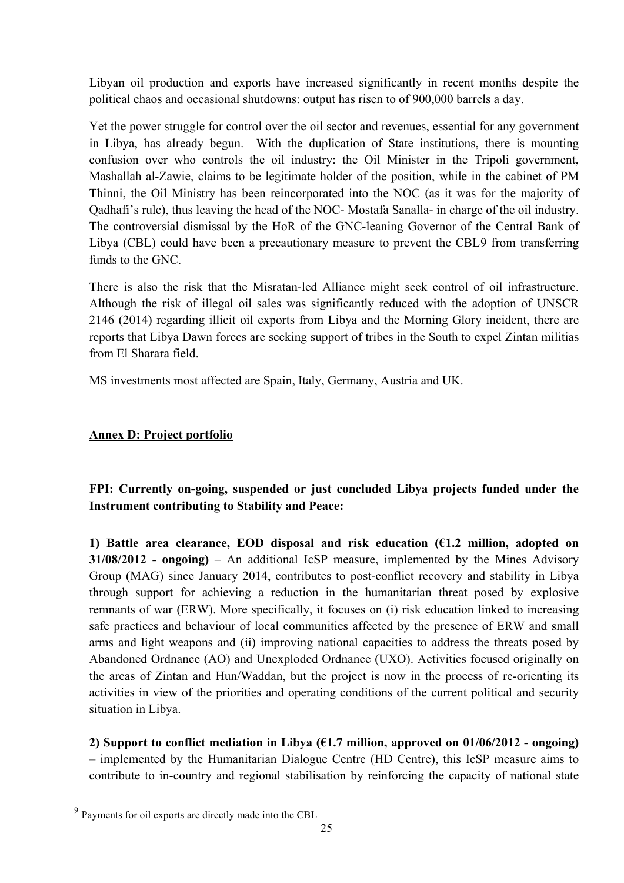Libyan oil production and exports have increased significantly in recent months despite the political chaos and occasional shutdowns: output has risen to of 900,000 barrels a day.

Yet the power struggle for control over the oil sector and revenues, essential for any government in Libya, has already begun. With the duplication of State institutions, there is mounting confusion over who controls the oil industry: the Oil Minister in the Tripoli government, Mashallah al-Zawie, claims to be legitimate holder of the position, while in the cabinet of PM Thinni, the Oil Ministry has been reincorporated into the NOC (as it was for the majority of Qadhafi's rule), thus leaving the head of the NOC- Mostafa Sanalla- in charge of the oil industry. The controversial dismissal by the HoR of the GNC-leaning Governor of the Central Bank of Libya (CBL) could have been a precautionary measure to prevent the CBL[9] from transferring funds to the GNC.

There is also the risk that the Misratan-led Alliance might seek control of oil infrastructure. Although the risk of illegal oil sales was significantly reduced with the adoption of UNSCR 2146 (2014) regarding illicit oil exports from Libya and the Morning Glory incident, there are reports that Libya Dawn forces are seeking support of tribes in the South to expel Zintan militias from El Sharara field.

MS investments most affected are Spain, Italy, Germany, Austria and UK.

## Annex D: Project portfolio

**FPI: Currently on-going, suspended or just concluded Libya projects funded under the Instrument contributing to Stability and Peace:**

**1) Battle area clearance, EOD disposal and risk education (€1.2 million, adopted on 31/08/2012 - ongoing)** – An additional IcSP measure, implemented by the Mines Advisory Group (MAG) since January 2014, contributes to post-conflict recovery and stability in Libya through support for achieving a reduction in the humanitarian threat posed by explosive remnants of war (ERW). More specifically, it focuses on (i) risk education linked to increasing safe practices and behaviour of local communities affected by the presence of ERW and small arms and light weapons and (ii) improving national capacities to address the threats posed by Abandoned Ordnance (AO) and Unexploded Ordnance (UXO). Activities focused originally on the areas of Zintan and Hun/Waddan, but the project is now in the process of re-orienting its activities in view of the priorities and operating conditions of the current political and security situation in Libya.

**2) Support to conflict mediation in Libya (€1.7 million, approved on 01/06/2012 - ongoing)** – implemented by the Humanitarian Dialogue Centre (HD Centre), this IcSP measure aims to contribute to in-country and regional stabilisation by reinforcing the capacity of national state

[9] Payments for oil exports are directly made into the CBL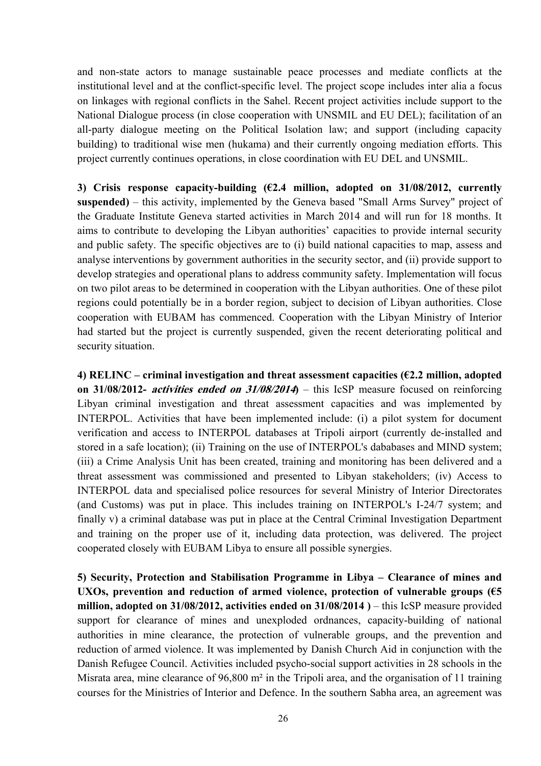and non-state actors to manage sustainable peace processes and mediate conflicts at the institutional level and at the conflict-specific level. The project scope includes inter alia a focus on linkages with regional conflicts in the Sahel. Recent project activities include support to the National Dialogue process (in close cooperation with UNSMIL and EU DEL); facilitation of an all-party dialogue meeting on the Political Isolation law; and support (including capacity building) to traditional wise men (hukama) and their currently ongoing mediation efforts. This project currently continues operations, in close coordination with EU DEL and UNSMIL.

**3) Crisis response capacity-building (€2.4 million, adopted on 31/08/2012, currently suspended)** – this activity, implemented by the Geneva based "Small Arms Survey" project of the Graduate Institute Geneva started activities in March 2014 and will run for 18 months. It aims to contribute to developing the Libyan authorities' capacities to provide internal security and public safety. The specific objectives are to (i) build national capacities to map, assess and analyse interventions by government authorities in the security sector, and (ii) provide support to develop strategies and operational plans to address community safety. Implementation will focus on two pilot areas to be determined in cooperation with the Libyan authorities. One of these pilot regions could potentially be in a border region, subject to decision of Libyan authorities. Close cooperation with EUBAM has commenced. Cooperation with the Libyan Ministry of Interior had started but the project is currently suspended, given the recent deteriorating political and security situation.

**4) RELINC – criminal investigation and threat assessment capacities (€2.2 million, adopted on 31/08/2012- *activities ended on 31/08/2014*)** – this IcSP measure focused on reinforcing Libyan criminal investigation and threat assessment capacities and was implemented by INTERPOL. Activities that have been implemented include: (i) a pilot system for document verification and access to INTERPOL databases at Tripoli airport (currently de-installed and stored in a safe location); (ii) Training on the use of INTERPOL's dababases and MIND system; (iii) a Crime Analysis Unit has been created, training and monitoring has been delivered and a threat assessment was commissioned and presented to Libyan stakeholders; (iv) Access to INTERPOL data and specialised police resources for several Ministry of Interior Directorates (and Customs) was put in place. This includes training on INTERPOL's I-24/7 system; and finally v) a criminal database was put in place at the Central Criminal Investigation Department and training on the proper use of it, including data protection, was delivered. The project cooperated closely with EUBAM Libya to ensure all possible synergies.

**5) Security, Protection and Stabilisation Programme in Libya – Clearance of mines and UXOs, prevention and reduction of armed violence, protection of vulnerable groups (€5 million, adopted on 31/08/2012, activities ended on 31/08/2014 )** – this IcSP measure provided support for clearance of mines and unexploded ordnances, capacity-building of national authorities in mine clearance, the protection of vulnerable groups, and the prevention and reduction of armed violence. It was implemented by Danish Church Aid in conjunction with the Danish Refugee Council. Activities included psycho-social support activities in 28 schools in the Misrata area, mine clearance of 96,800 m² in the Tripoli area, and the organisation of 11 training courses for the Ministries of Interior and Defence. In the southern Sabha area, an agreement was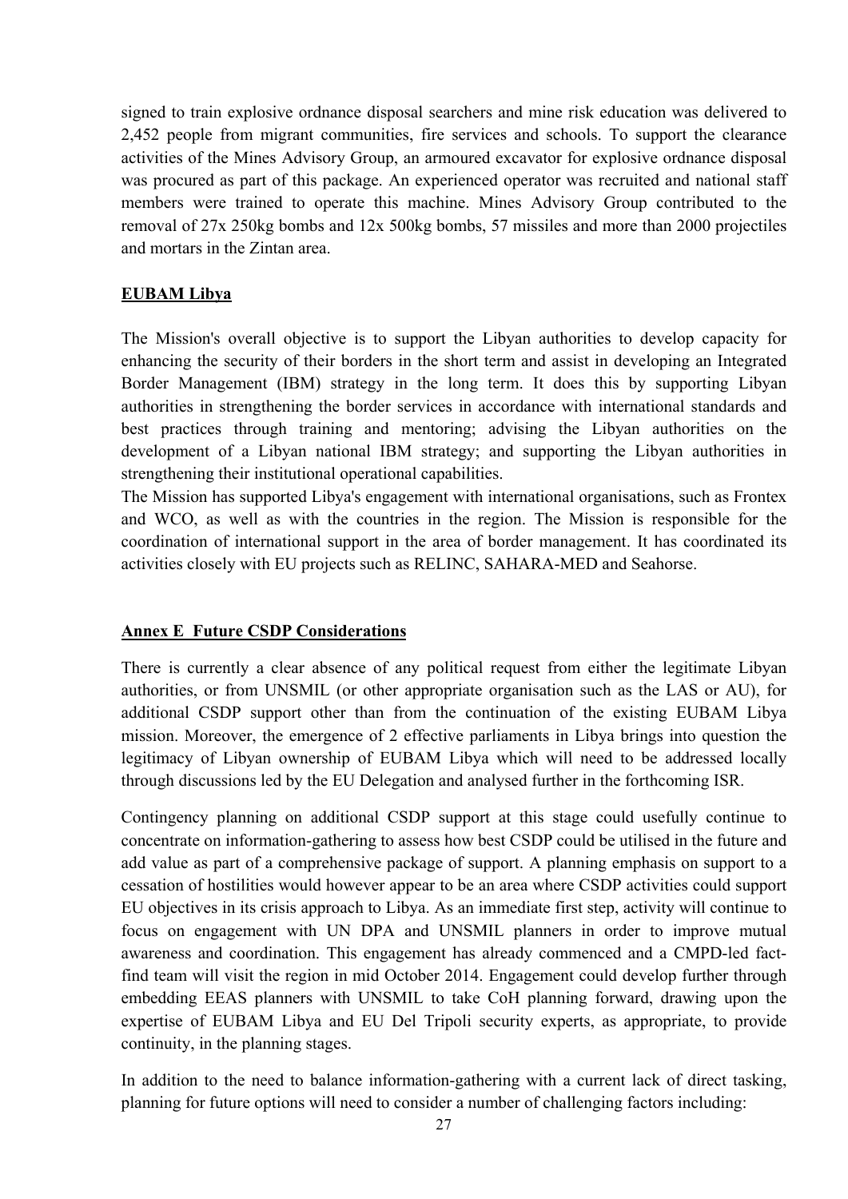signed to train explosive ordnance disposal searchers and mine risk education was delivered to 2,452 people from migrant communities, fire services and schools. To support the clearance activities of the Mines Advisory Group, an armoured excavator for explosive ordnance disposal was procured as part of this package. An experienced operator was recruited and national staff members were trained to operate this machine. Mines Advisory Group contributed to the removal of 27x 250kg bombs and 12x 500kg bombs, 57 missiles and more than 2000 projectiles and mortars in the Zintan area.

**EUBAM Libya**

The Mission's overall objective is to support the Libyan authorities to develop capacity for enhancing the security of their borders in the short term and assist in developing an Integrated Border Management (IBM) strategy in the long term. It does this by supporting Libyan authorities in strengthening the border services in accordance with international standards and best practices through training and mentoring; advising the Libyan authorities on the development of a Libyan national IBM strategy; and supporting the Libyan authorities in strengthening their institutional operational capabilities.

The Mission has supported Libya's engagement with international organisations, such as Frontex and WCO, as well as with the countries in the region. The Mission is responsible for the coordination of international support in the area of border management. It has coordinated its activities closely with EU projects such as RELINC, SAHARA-MED and Seahorse.

## Annex E Future CSDP Considerations

There is currently a clear absence of any political request from either the legitimate Libyan authorities, or from UNSMIL (or other appropriate organisation such as the LAS or AU), for additional CSDP support other than from the continuation of the existing EUBAM Libya mission. Moreover, the emergence of 2 effective parliaments in Libya brings into question the legitimacy of Libyan ownership of EUBAM Libya which will need to be addressed locally through discussions led by the EU Delegation and analysed further in the forthcoming ISR.

Contingency planning on additional CSDP support at this stage could usefully continue to concentrate on information-gathering to assess how best CSDP could be utilised in the future and add value as part of a comprehensive package of support. A planning emphasis on support to a cessation of hostilities would however appear to be an area where CSDP activities could support EU objectives in its crisis approach to Libya. As an immediate first step, activity will continue to focus on engagement with UN DPA and UNSMIL planners in order to improve mutual awareness and coordination. This engagement has already commenced and a CMPD-led fact-find team will visit the region in mid October 2014. Engagement could develop further through embedding EEAS planners with UNSMIL to take CoH planning forward, drawing upon the expertise of EUBAM Libya and EU Del Tripoli security experts, as appropriate, to provide continuity, in the planning stages.

In addition to the need to balance information-gathering with a current lack of direct tasking, planning for future options will need to consider a number of challenging factors including: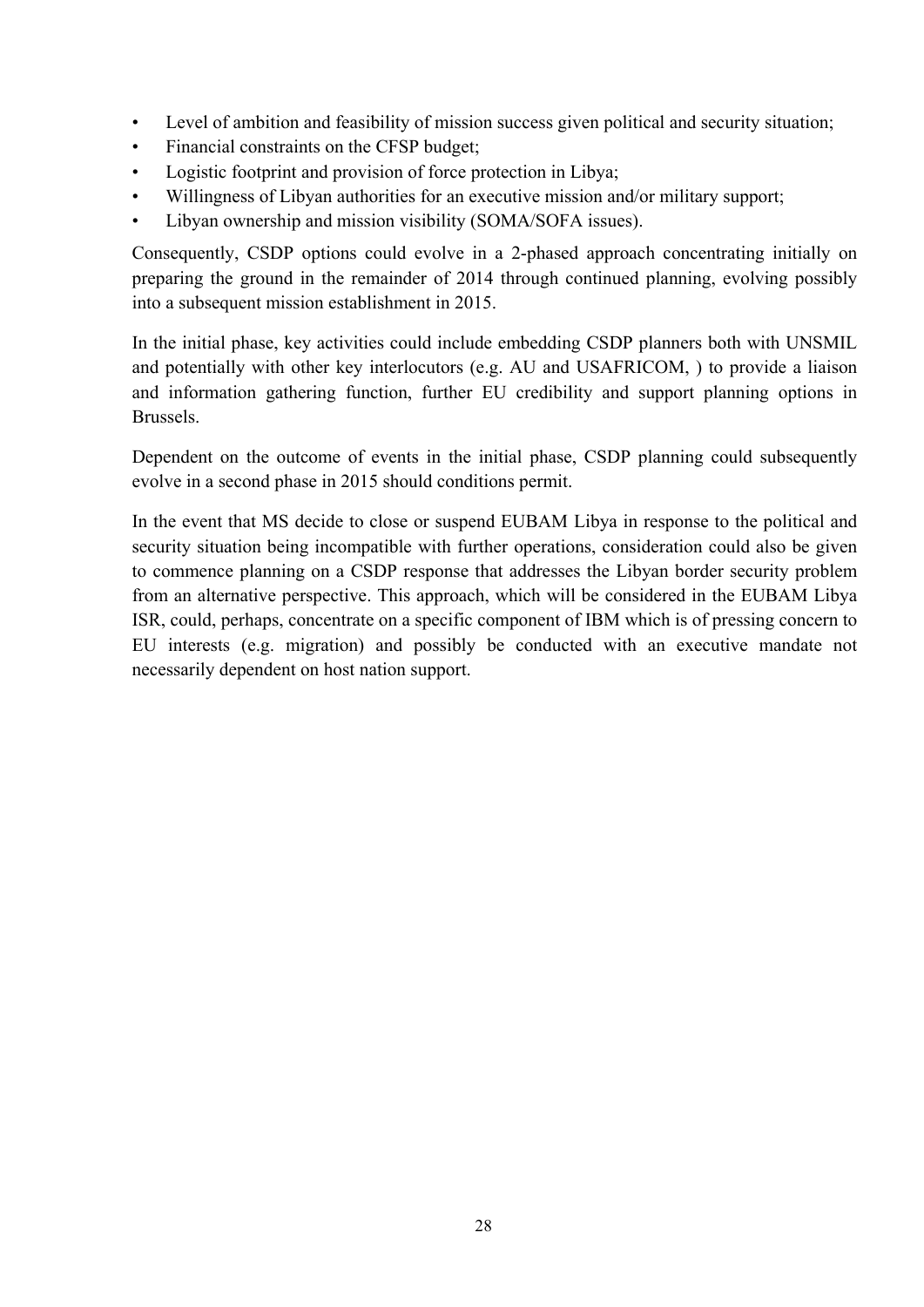- Level of ambition and feasibility of mission success given political and security situation;
- Financial constraints on the CFSP budget;
- Logistic footprint and provision of force protection in Libya;
- Willingness of Libyan authorities for an executive mission and/or military support;
- Libyan ownership and mission visibility (SOMA/SOFA issues).

Consequently, CSDP options could evolve in a 2-phased approach concentrating initially on preparing the ground in the remainder of 2014 through continued planning, evolving possibly into a subsequent mission establishment in 2015.

In the initial phase, key activities could include embedding CSDP planners both with UNSMIL and potentially with other key interlocutors (e.g. AU and USAFRICOM, ) to provide a liaison and information gathering function, further EU credibility and support planning options in Brussels.

Dependent on the outcome of events in the initial phase, CSDP planning could subsequently evolve in a second phase in 2015 should conditions permit.

In the event that MS decide to close or suspend EUBAM Libya in response to the political and security situation being incompatible with further operations, consideration could also be given to commence planning on a CSDP response that addresses the Libyan border security problem from an alternative perspective. This approach, which will be considered in the EUBAM Libya ISR, could, perhaps, concentrate on a specific component of IBM which is of pressing concern to EU interests (e.g. migration) and possibly be conducted with an executive mandate not necessarily dependent on host nation support.